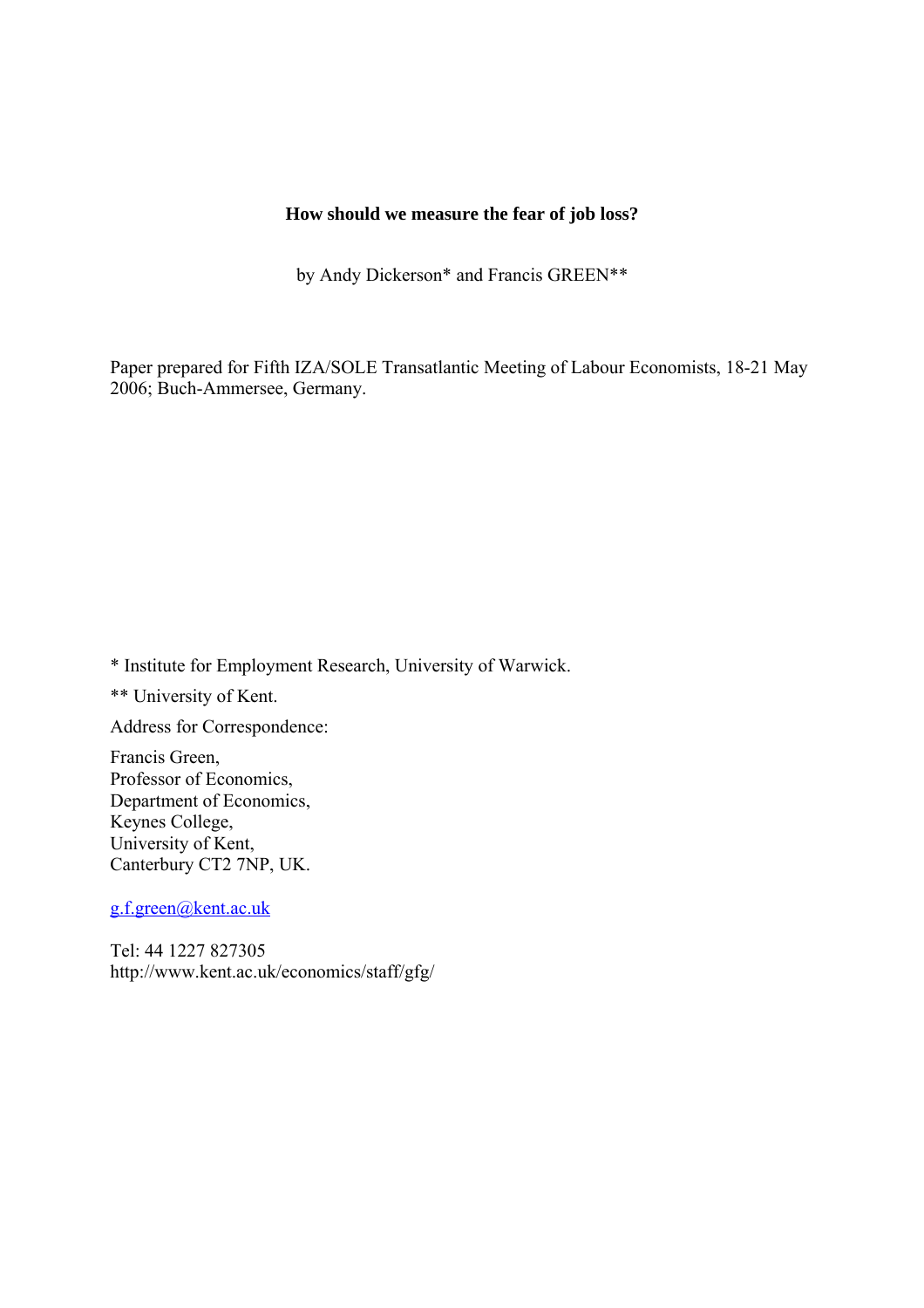# How should we measure the fear of job loss?

by Andy Dickerson* and Francis GREEN**

Paper prepared for Fifth IZA/SOLE Transatlantic Meeting of Labour Economists, 18-21 May 2006; Buch-Ammersee, Germany.

\* Institute for Employment Research, University of Warwick.

\*\* University of Kent.

Address for Correspondence:

Francis Green,
Professor of Economics,
Department of Economics,
Keynes College,
University of Kent,
Canterbury CT2 7NP, UK.

g.f.green@kent.ac.uk

Tel: 44 1227 827305
http://www.kent.ac.uk/economics/staff/gfg/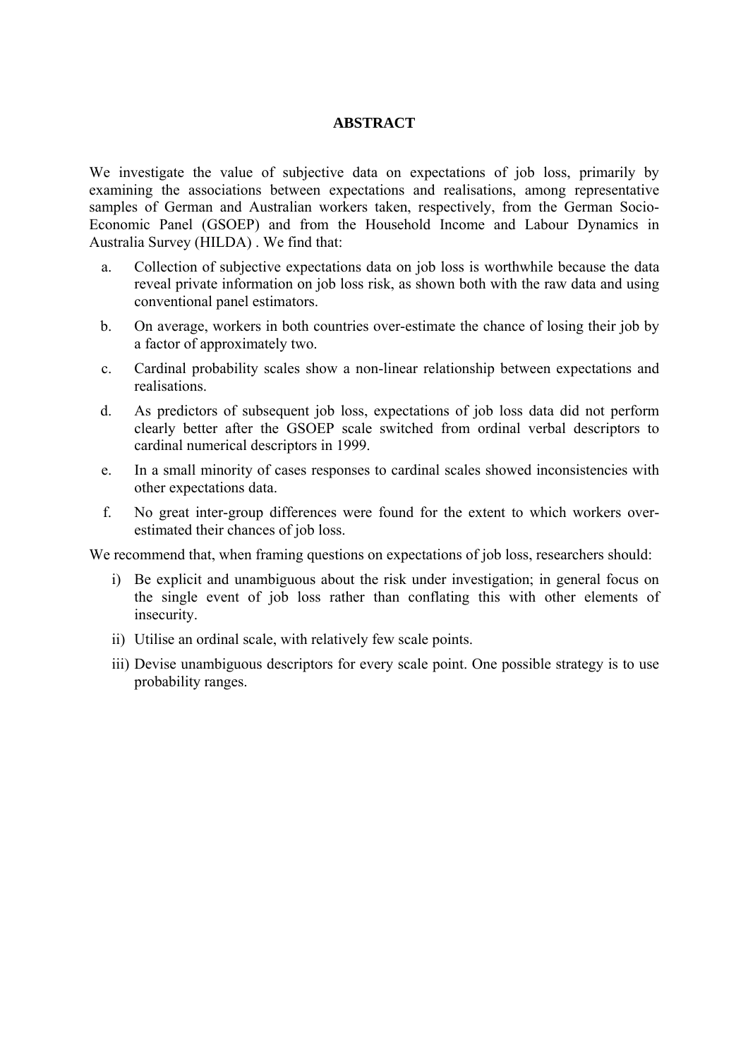## ABSTRACT

We investigate the value of subjective data on expectations of job loss, primarily by examining the associations between expectations and realisations, among representative samples of German and Australian workers taken, respectively, from the German Socio-Economic Panel (GSOEP) and from the Household Income and Labour Dynamics in Australia Survey (HILDA) . We find that:

a. Collection of subjective expectations data on job loss is worthwhile because the data reveal private information on job loss risk, as shown both with the raw data and using conventional panel estimators.
b. On average, workers in both countries over-estimate the chance of losing their job by a factor of approximately two.
c. Cardinal probability scales show a non-linear relationship between expectations and realisations.
d. As predictors of subsequent job loss, expectations of job loss data did not perform clearly better after the GSOEP scale switched from ordinal verbal descriptors to cardinal numerical descriptors in 1999.
e. In a small minority of cases responses to cardinal scales showed inconsistencies with other expectations data.
f. No great inter-group differences were found for the extent to which workers over-estimated their chances of job loss.

We recommend that, when framing questions on expectations of job loss, researchers should:

i) Be explicit and unambiguous about the risk under investigation; in general focus on the single event of job loss rather than conflating this with other elements of insecurity.
ii) Utilise an ordinal scale, with relatively few scale points.
iii) Devise unambiguous descriptors for every scale point. One possible strategy is to use probability ranges.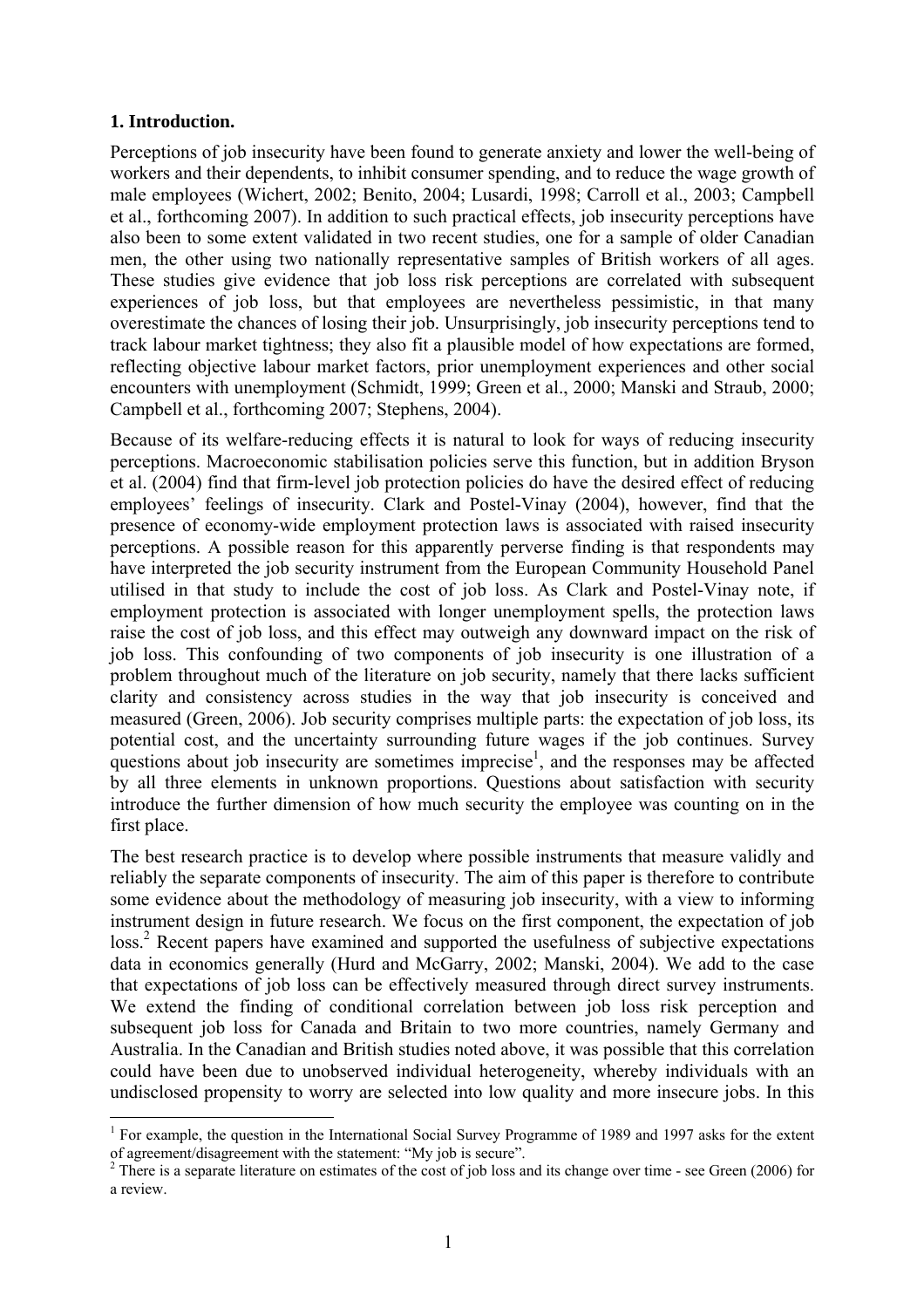## 1. Introduction.

Perceptions of job insecurity have been found to generate anxiety and lower the well-being of workers and their dependents, to inhibit consumer spending, and to reduce the wage growth of male employees (Wichert, 2002; Benito, 2004; Lusardi, 1998; Carroll et al., 2003; Campbell et al., forthcoming 2007). In addition to such practical effects, job insecurity perceptions have also been to some extent validated in two recent studies, one for a sample of older Canadian men, the other using two nationally representative samples of British workers of all ages. These studies give evidence that job loss risk perceptions are correlated with subsequent experiences of job loss, but that employees are nevertheless pessimistic, in that many overestimate the chances of losing their job. Unsurprisingly, job insecurity perceptions tend to track labour market tightness; they also fit a plausible model of how expectations are formed, reflecting objective labour market factors, prior unemployment experiences and other social encounters with unemployment (Schmidt, 1999; Green et al., 2000; Manski and Straub, 2000; Campbell et al., forthcoming 2007; Stephens, 2004).

Because of its welfare-reducing effects it is natural to look for ways of reducing insecurity perceptions. Macroeconomic stabilisation policies serve this function, but in addition Bryson et al. (2004) find that firm-level job protection policies do have the desired effect of reducing employees' feelings of insecurity. Clark and Postel-Vinay (2004), however, find that the presence of economy-wide employment protection laws is associated with raised insecurity perceptions. A possible reason for this apparently perverse finding is that respondents may have interpreted the job security instrument from the European Community Household Panel utilised in that study to include the cost of job loss. As Clark and Postel-Vinay note, if employment protection is associated with longer unemployment spells, the protection laws raise the cost of job loss, and this effect may outweigh any downward impact on the risk of job loss. This confounding of two components of job insecurity is one illustration of a problem throughout much of the literature on job security, namely that there lacks sufficient clarity and consistency across studies in the way that job insecurity is conceived and measured (Green, 2006). Job security comprises multiple parts: the expectation of job loss, its potential cost, and the uncertainty surrounding future wages if the job continues. Survey questions about job insecurity are sometimes imprecise[1], and the responses may be affected by all three elements in unknown proportions. Questions about satisfaction with security introduce the further dimension of how much security the employee was counting on in the first place.

The best research practice is to develop where possible instruments that measure validly and reliably the separate components of insecurity. The aim of this paper is therefore to contribute some evidence about the methodology of measuring job insecurity, with a view to informing instrument design in future research. We focus on the first component, the expectation of job loss.[2] Recent papers have examined and supported the usefulness of subjective expectations data in economics generally (Hurd and McGarry, 2002; Manski, 2004). We add to the case that expectations of job loss can be effectively measured through direct survey instruments. We extend the finding of conditional correlation between job loss risk perception and subsequent job loss for Canada and Britain to two more countries, namely Germany and Australia. In the Canadian and British studies noted above, it was possible that this correlation could have been due to unobserved individual heterogeneity, whereby individuals with an undisclosed propensity to worry are selected into low quality and more insecure jobs. In this

---

[1] For example, the question in the International Social Survey Programme of 1989 and 1997 asks for the extent of agreement/disagreement with the statement: "My job is secure".

[2] There is a separate literature on estimates of the cost of job loss and its change over time - see Green (2006) for a review.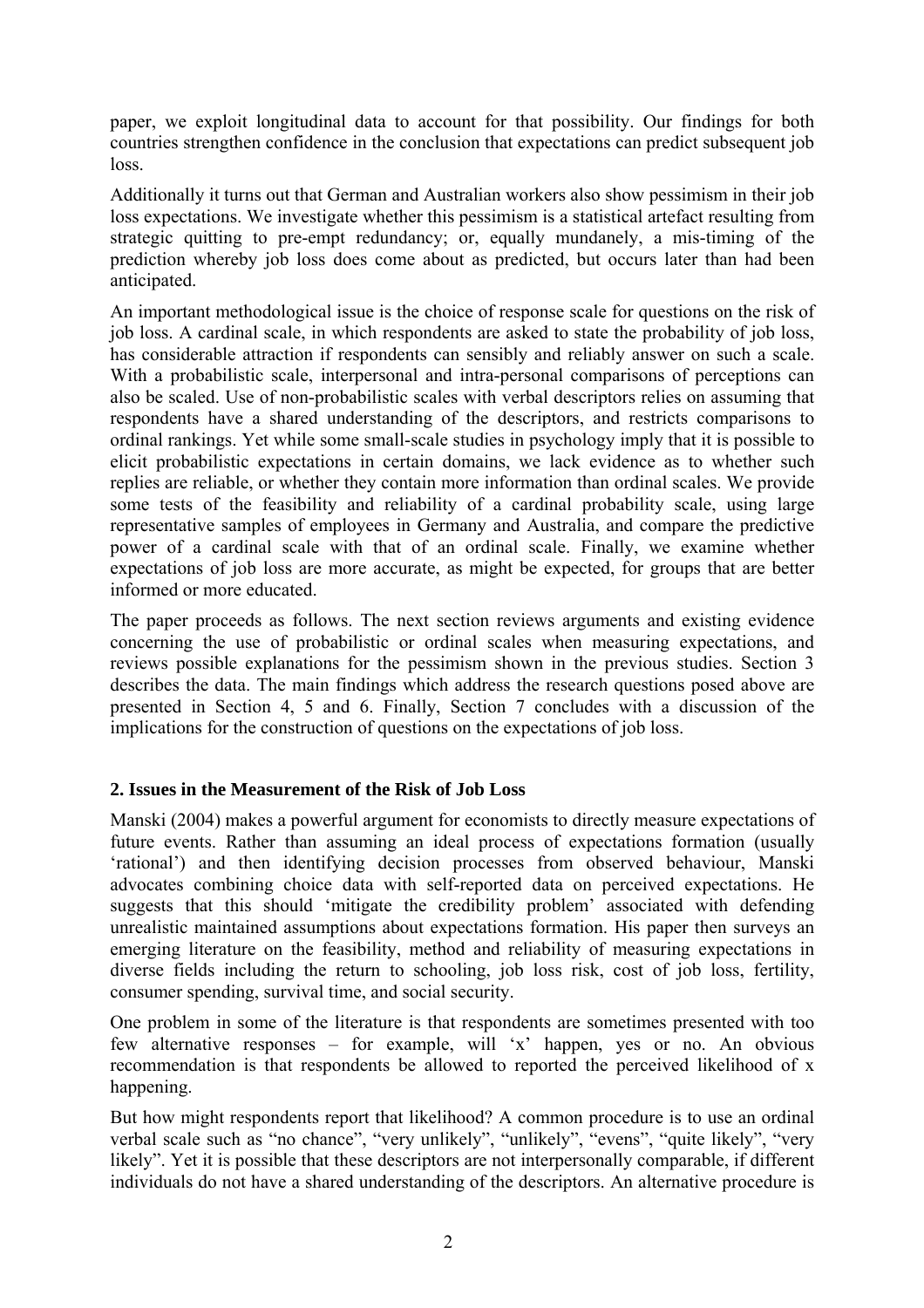paper, we exploit longitudinal data to account for that possibility. Our findings for both countries strengthen confidence in the conclusion that expectations can predict subsequent job loss.

Additionally it turns out that German and Australian workers also show pessimism in their job loss expectations. We investigate whether this pessimism is a statistical artefact resulting from strategic quitting to pre-empt redundancy; or, equally mundanely, a mis-timing of the prediction whereby job loss does come about as predicted, but occurs later than had been anticipated.

An important methodological issue is the choice of response scale for questions on the risk of job loss. A cardinal scale, in which respondents are asked to state the probability of job loss, has considerable attraction if respondents can sensibly and reliably answer on such a scale. With a probabilistic scale, interpersonal and intra-personal comparisons of perceptions can also be scaled. Use of non-probabilistic scales with verbal descriptors relies on assuming that respondents have a shared understanding of the descriptors, and restricts comparisons to ordinal rankings. Yet while some small-scale studies in psychology imply that it is possible to elicit probabilistic expectations in certain domains, we lack evidence as to whether such replies are reliable, or whether they contain more information than ordinal scales. We provide some tests of the feasibility and reliability of a cardinal probability scale, using large representative samples of employees in Germany and Australia, and compare the predictive power of a cardinal scale with that of an ordinal scale. Finally, we examine whether expectations of job loss are more accurate, as might be expected, for groups that are better informed or more educated.

The paper proceeds as follows. The next section reviews arguments and existing evidence concerning the use of probabilistic or ordinal scales when measuring expectations, and reviews possible explanations for the pessimism shown in the previous studies. Section 3 describes the data. The main findings which address the research questions posed above are presented in Section 4, 5 and 6. Finally, Section 7 concludes with a discussion of the implications for the construction of questions on the expectations of job loss.

## 2. Issues in the Measurement of the Risk of Job Loss

Manski (2004) makes a powerful argument for economists to directly measure expectations of future events. Rather than assuming an ideal process of expectations formation (usually 'rational') and then identifying decision processes from observed behaviour, Manski advocates combining choice data with self-reported data on perceived expectations. He suggests that this should 'mitigate the credibility problem' associated with defending unrealistic maintained assumptions about expectations formation. His paper then surveys an emerging literature on the feasibility, method and reliability of measuring expectations in diverse fields including the return to schooling, job loss risk, cost of job loss, fertility, consumer spending, survival time, and social security.

One problem in some of the literature is that respondents are sometimes presented with too few alternative responses – for example, will 'x' happen, yes or no. An obvious recommendation is that respondents be allowed to reported the perceived likelihood of x happening.

But how might respondents report that likelihood? A common procedure is to use an ordinal verbal scale such as "no chance", "very unlikely", "unlikely", "evens", "quite likely", "very likely". Yet it is possible that these descriptors are not interpersonally comparable, if different individuals do not have a shared understanding of the descriptors. An alternative procedure is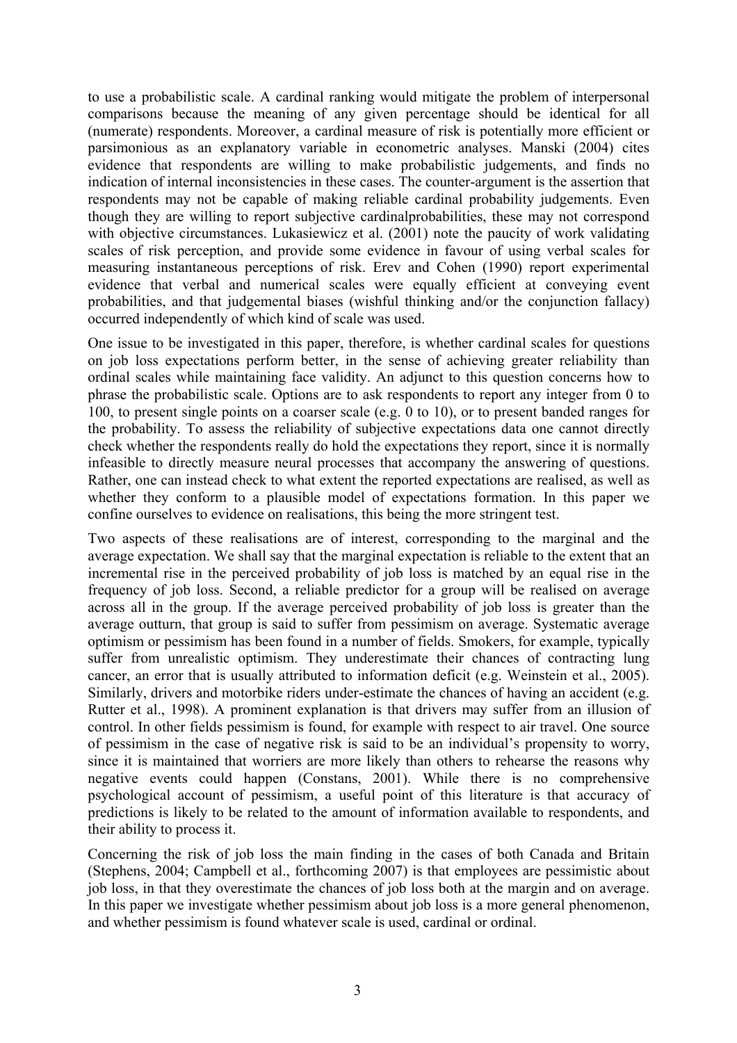to use a probabilistic scale. A cardinal ranking would mitigate the problem of interpersonal comparisons because the meaning of any given percentage should be identical for all (numerate) respondents. Moreover, a cardinal measure of risk is potentially more efficient or parsimonious as an explanatory variable in econometric analyses. Manski (2004) cites evidence that respondents are willing to make probabilistic judgements, and finds no indication of internal inconsistencies in these cases. The counter-argument is the assertion that respondents may not be capable of making reliable cardinal probability judgements. Even though they are willing to report subjective cardinalprobabilities, these may not correspond with objective circumstances. Lukasiewicz et al. (2001) note the paucity of work validating scales of risk perception, and provide some evidence in favour of using verbal scales for measuring instantaneous perceptions of risk. Erev and Cohen (1990) report experimental evidence that verbal and numerical scales were equally efficient at conveying event probabilities, and that judgemental biases (wishful thinking and/or the conjunction fallacy) occurred independently of which kind of scale was used.

One issue to be investigated in this paper, therefore, is whether cardinal scales for questions on job loss expectations perform better, in the sense of achieving greater reliability than ordinal scales while maintaining face validity. An adjunct to this question concerns how to phrase the probabilistic scale. Options are to ask respondents to report any integer from 0 to 100, to present single points on a coarser scale (e.g. 0 to 10), or to present banded ranges for the probability. To assess the reliability of subjective expectations data one cannot directly check whether the respondents really do hold the expectations they report, since it is normally infeasible to directly measure neural processes that accompany the answering of questions. Rather, one can instead check to what extent the reported expectations are realised, as well as whether they conform to a plausible model of expectations formation. In this paper we confine ourselves to evidence on realisations, this being the more stringent test.

Two aspects of these realisations are of interest, corresponding to the marginal and the average expectation. We shall say that the marginal expectation is reliable to the extent that an incremental rise in the perceived probability of job loss is matched by an equal rise in the frequency of job loss. Second, a reliable predictor for a group will be realised on average across all in the group. If the average perceived probability of job loss is greater than the average outturn, that group is said to suffer from pessimism on average. Systematic average optimism or pessimism has been found in a number of fields. Smokers, for example, typically suffer from unrealistic optimism. They underestimate their chances of contracting lung cancer, an error that is usually attributed to information deficit (e.g. Weinstein et al., 2005). Similarly, drivers and motorbike riders under-estimate the chances of having an accident (e.g. Rutter et al., 1998). A prominent explanation is that drivers may suffer from an illusion of control. In other fields pessimism is found, for example with respect to air travel. One source of pessimism in the case of negative risk is said to be an individual's propensity to worry, since it is maintained that worriers are more likely than others to rehearse the reasons why negative events could happen (Constans, 2001). While there is no comprehensive psychological account of pessimism, a useful point of this literature is that accuracy of predictions is likely to be related to the amount of information available to respondents, and their ability to process it.

Concerning the risk of job loss the main finding in the cases of both Canada and Britain (Stephens, 2004; Campbell et al., forthcoming 2007) is that employees are pessimistic about job loss, in that they overestimate the chances of job loss both at the margin and on average. In this paper we investigate whether pessimism about job loss is a more general phenomenon, and whether pessimism is found whatever scale is used, cardinal or ordinal.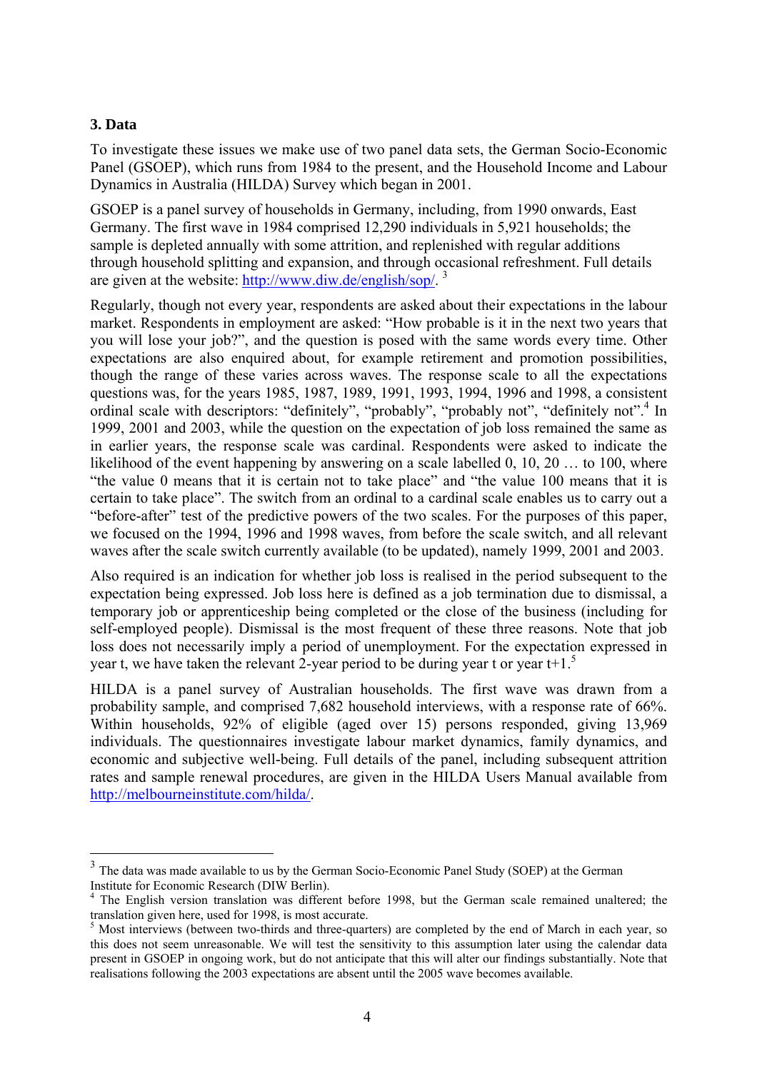## 3. Data

To investigate these issues we make use of two panel data sets, the German Socio-Economic Panel (GSOEP), which runs from 1984 to the present, and the Household Income and Labour Dynamics in Australia (HILDA) Survey which began in 2001.

GSOEP is a panel survey of households in Germany, including, from 1990 onwards, East Germany. The first wave in 1984 comprised 12,290 individuals in 5,921 households; the sample is depleted annually with some attrition, and replenished with regular additions through household splitting and expansion, and through occasional refreshment. Full details are given at the website: http://www.diw.de/english/sop/. [3]

Regularly, though not every year, respondents are asked about their expectations in the labour market. Respondents in employment are asked: "How probable is it in the next two years that you will lose your job?", and the question is posed with the same words every time. Other expectations are also enquired about, for example retirement and promotion possibilities, though the range of these varies across waves. The response scale to all the expectations questions was, for the years 1985, 1987, 1989, 1991, 1993, 1994, 1996 and 1998, a consistent ordinal scale with descriptors: "definitely", "probably", "probably not", "definitely not".[4] In 1999, 2001 and 2003, while the question on the expectation of job loss remained the same as in earlier years, the response scale was cardinal. Respondents were asked to indicate the likelihood of the event happening by answering on a scale labelled 0, 10, 20 … to 100, where "the value 0 means that it is certain not to take place" and "the value 100 means that it is certain to take place". The switch from an ordinal to a cardinal scale enables us to carry out a "before-after" test of the predictive powers of the two scales. For the purposes of this paper, we focused on the 1994, 1996 and 1998 waves, from before the scale switch, and all relevant waves after the scale switch currently available (to be updated), namely 1999, 2001 and 2003.

Also required is an indication for whether job loss is realised in the period subsequent to the expectation being expressed. Job loss here is defined as a job termination due to dismissal, a temporary job or apprenticeship being completed or the close of the business (including for self-employed people). Dismissal is the most frequent of these three reasons. Note that job loss does not necessarily imply a period of unemployment. For the expectation expressed in year t, we have taken the relevant 2-year period to be during year t or year t+1.[5]

HILDA is a panel survey of Australian households. The first wave was drawn from a probability sample, and comprised 7,682 household interviews, with a response rate of 66%. Within households, 92% of eligible (aged over 15) persons responded, giving 13,969 individuals. The questionnaires investigate labour market dynamics, family dynamics, and economic and subjective well-being. Full details of the panel, including subsequent attrition rates and sample renewal procedures, are given in the HILDA Users Manual available from http://melbourneinstitute.com/hilda/.

---

[3] The data was made available to us by the German Socio-Economic Panel Study (SOEP) at the German Institute for Economic Research (DIW Berlin).

[4] The English version translation was different before 1998, but the German scale remained unaltered; the translation given here, used for 1998, is most accurate.

[5] Most interviews (between two-thirds and three-quarters) are completed by the end of March in each year, so this does not seem unreasonable. We will test the sensitivity to this assumption later using the calendar data present in GSOEP in ongoing work, but do not anticipate that this will alter our findings substantially. Note that realisations following the 2003 expectations are absent until the 2005 wave becomes available.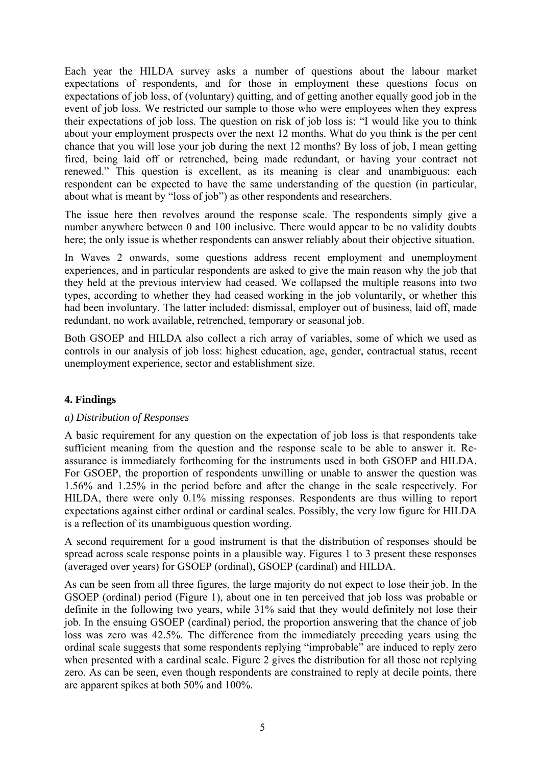Each year the HILDA survey asks a number of questions about the labour market expectations of respondents, and for those in employment these questions focus on expectations of job loss, of (voluntary) quitting, and of getting another equally good job in the event of job loss. We restricted our sample to those who were employees when they express their expectations of job loss. The question on risk of job loss is: "I would like you to think about your employment prospects over the next 12 months. What do you think is the per cent chance that you will lose your job during the next 12 months? By loss of job, I mean getting fired, being laid off or retrenched, being made redundant, or having your contract not renewed." This question is excellent, as its meaning is clear and unambiguous: each respondent can be expected to have the same understanding of the question (in particular, about what is meant by "loss of job") as other respondents and researchers.

The issue here then revolves around the response scale. The respondents simply give a number anywhere between 0 and 100 inclusive. There would appear to be no validity doubts here; the only issue is whether respondents can answer reliably about their objective situation.

In Waves 2 onwards, some questions address recent employment and unemployment experiences, and in particular respondents are asked to give the main reason why the job that they held at the previous interview had ceased. We collapsed the multiple reasons into two types, according to whether they had ceased working in the job voluntarily, or whether this had been involuntary. The latter included: dismissal, employer out of business, laid off, made redundant, no work available, retrenched, temporary or seasonal job.

Both GSOEP and HILDA also collect a rich array of variables, some of which we used as controls in our analysis of job loss: highest education, age, gender, contractual status, recent unemployment experience, sector and establishment size.

## 4. Findings

### *a) Distribution of Responses*

A basic requirement for any question on the expectation of job loss is that respondents take sufficient meaning from the question and the response scale to be able to answer it. Re-assurance is immediately forthcoming for the instruments used in both GSOEP and HILDA. For GSOEP, the proportion of respondents unwilling or unable to answer the question was 1.56% and 1.25% in the period before and after the change in the scale respectively. For HILDA, there were only 0.1% missing responses. Respondents are thus willing to report expectations against either ordinal or cardinal scales. Possibly, the very low figure for HILDA is a reflection of its unambiguous question wording.

A second requirement for a good instrument is that the distribution of responses should be spread across scale response points in a plausible way. Figures 1 to 3 present these responses (averaged over years) for GSOEP (ordinal), GSOEP (cardinal) and HILDA.

As can be seen from all three figures, the large majority do not expect to lose their job. In the GSOEP (ordinal) period (Figure 1), about one in ten perceived that job loss was probable or definite in the following two years, while 31% said that they would definitely not lose their job. In the ensuing GSOEP (cardinal) period, the proportion answering that the chance of job loss was zero was 42.5%. The difference from the immediately preceding years using the ordinal scale suggests that some respondents replying "improbable" are induced to reply zero when presented with a cardinal scale. Figure 2 gives the distribution for all those not replying zero. As can be seen, even though respondents are constrained to reply at decile points, there are apparent spikes at both 50% and 100%.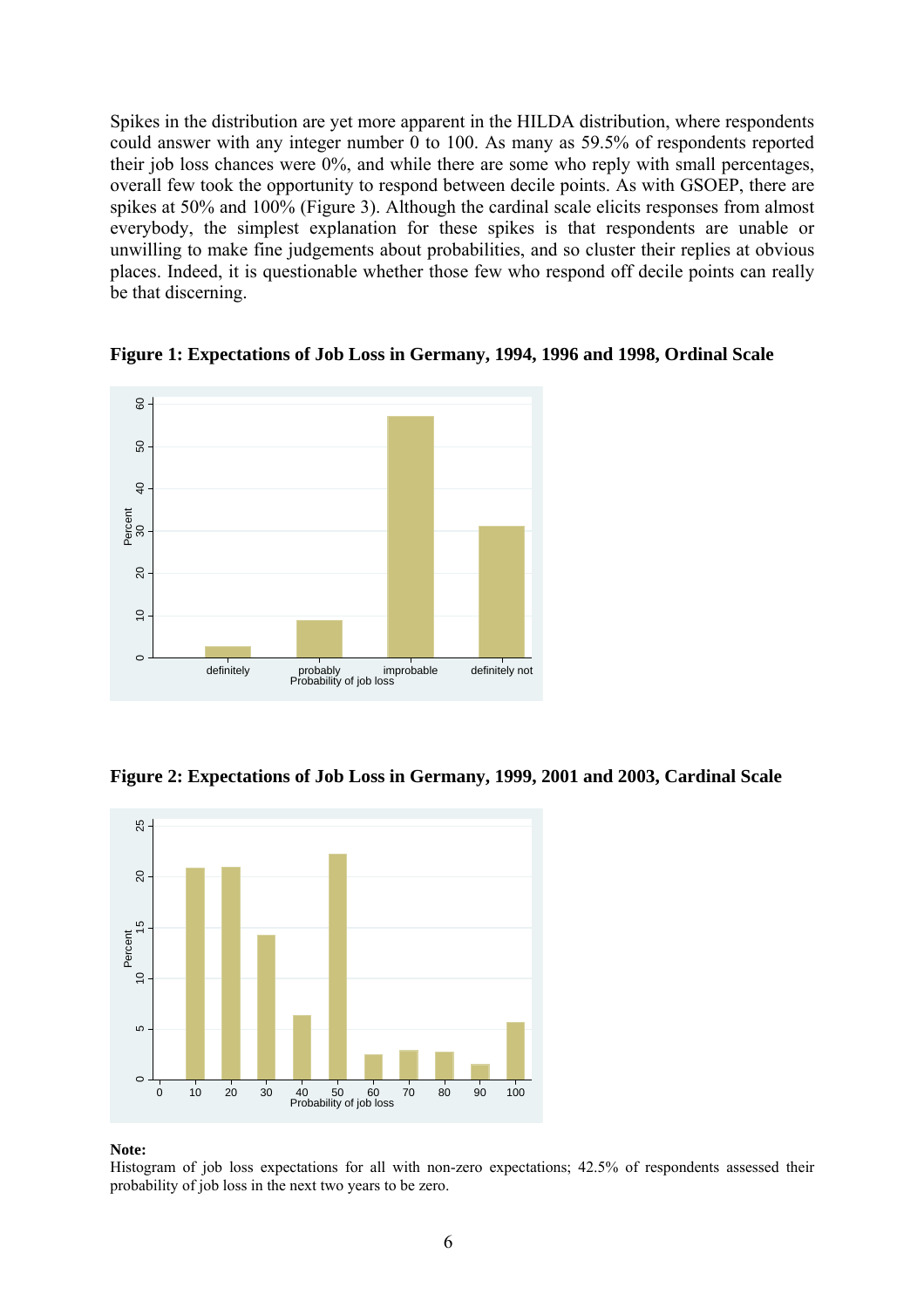Spikes in the distribution are yet more apparent in the HILDA distribution, where respondents could answer with any integer number 0 to 100. As many as 59.5% of respondents reported their job loss chances were 0%, and while there are some who reply with small percentages, overall few took the opportunity to respond between decile points. As with GSOEP, there are spikes at 50% and 100% (Figure 3). Although the cardinal scale elicits responses from almost everybody, the simplest explanation for these spikes is that respondents are unable or unwilling to make fine judgements about probabilities, and so cluster their replies at obvious places. Indeed, it is questionable whether those few who respond off decile points can really be that discerning.

**Figure 1: Expectations of Job Loss in Germany, 1994, 1996 and 1998, Ordinal Scale**

**Figure 2: Expectations of Job Loss in Germany, 1999, 2001 and 2003, Cardinal Scale**

**Note:**
Histogram of job loss expectations for all with non-zero expectations; 42.5% of respondents assessed their probability of job loss in the next two years to be zero.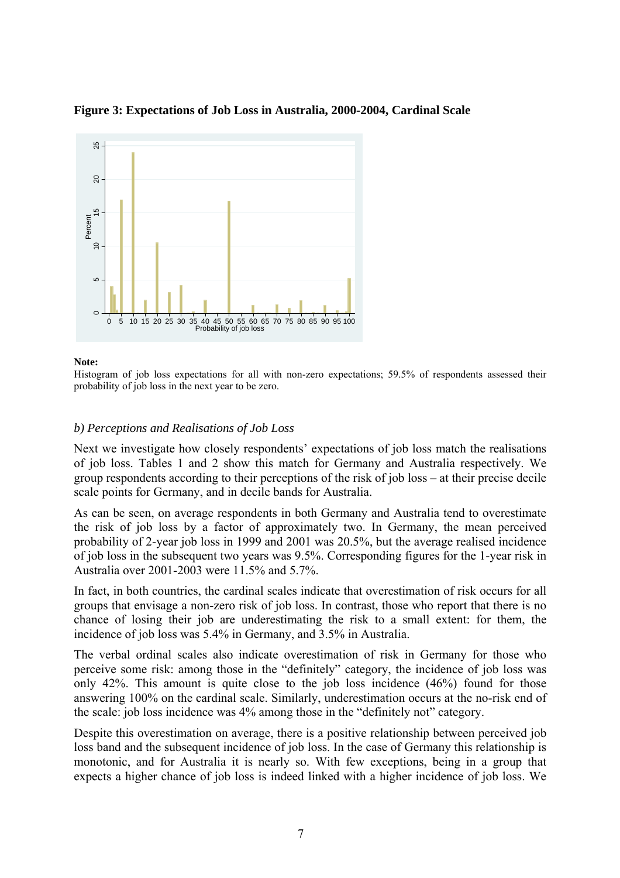**Figure 3: Expectations of Job Loss in Australia, 2000-2004, Cardinal Scale**

**Note:**
Histogram of job loss expectations for all with non-zero expectations; 59.5% of respondents assessed their probability of job loss in the next year to be zero.

### *b) Perceptions and Realisations of Job Loss*

Next we investigate how closely respondents' expectations of job loss match the realisations of job loss. Tables 1 and 2 show this match for Germany and Australia respectively. We group respondents according to their perceptions of the risk of job loss – at their precise decile scale points for Germany, and in decile bands for Australia.

As can be seen, on average respondents in both Germany and Australia tend to overestimate the risk of job loss by a factor of approximately two. In Germany, the mean perceived probability of 2-year job loss in 1999 and 2001 was 20.5%, but the average realised incidence of job loss in the subsequent two years was 9.5%. Corresponding figures for the 1-year risk in Australia over 2001-2003 were 11.5% and 5.7%.

In fact, in both countries, the cardinal scales indicate that overestimation of risk occurs for all groups that envisage a non-zero risk of job loss. In contrast, those who report that there is no chance of losing their job are underestimating the risk to a small extent: for them, the incidence of job loss was 5.4% in Germany, and 3.5% in Australia.

The verbal ordinal scales also indicate overestimation of risk in Germany for those who perceive some risk: among those in the "definitely" category, the incidence of job loss was only 42%. This amount is quite close to the job loss incidence (46%) found for those answering 100% on the cardinal scale. Similarly, underestimation occurs at the no-risk end of the scale: job loss incidence was 4% among those in the "definitely not" category.

Despite this overestimation on average, there is a positive relationship between perceived job loss band and the subsequent incidence of job loss. In the case of Germany this relationship is monotonic, and for Australia it is nearly so. With few exceptions, being in a group that expects a higher chance of job loss is indeed linked with a higher incidence of job loss. We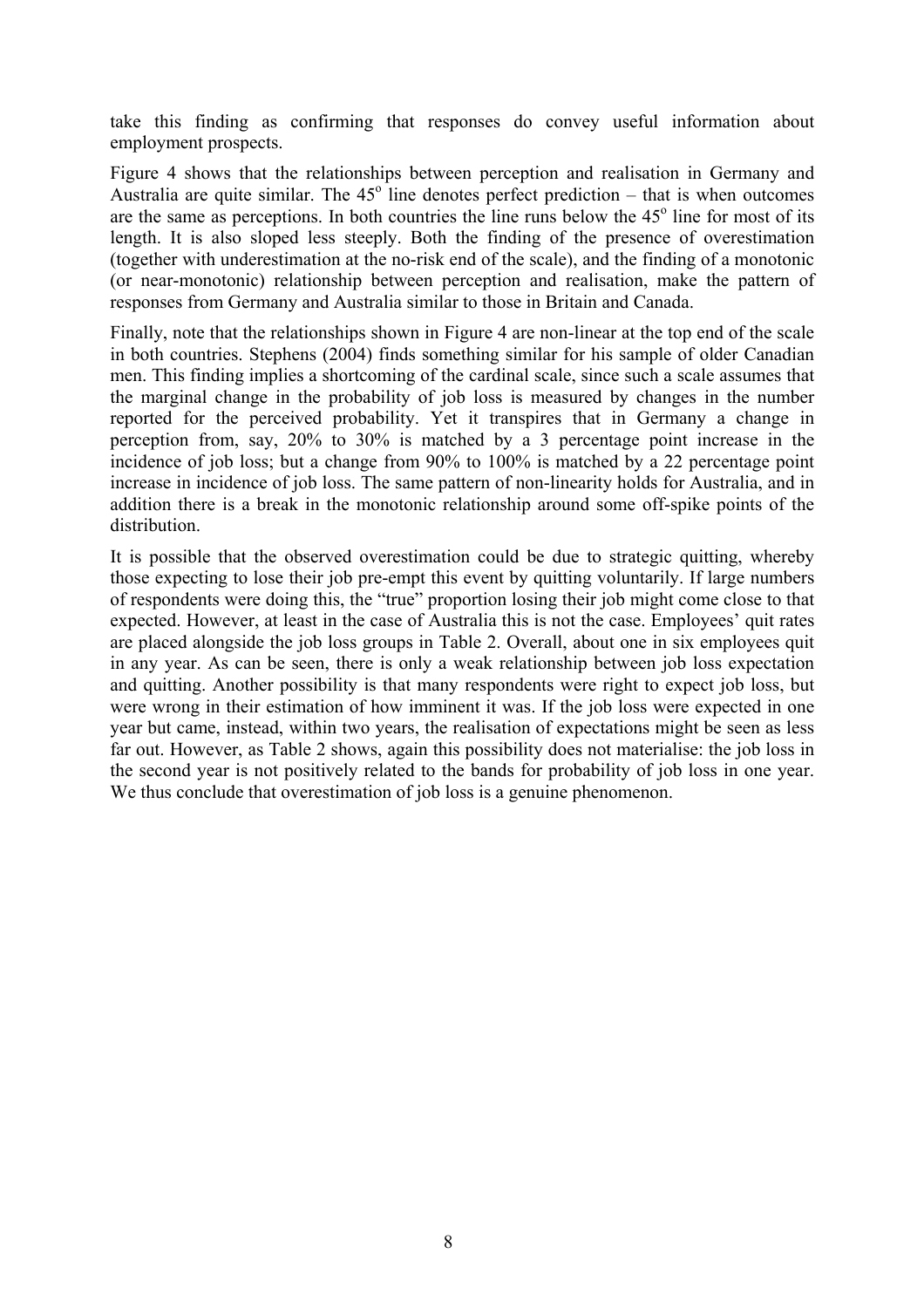take this finding as confirming that responses do convey useful information about employment prospects.

Figure 4 shows that the relationships between perception and realisation in Germany and Australia are quite similar. The 45$^{o}$ line denotes perfect prediction – that is when outcomes are the same as perceptions. In both countries the line runs below the 45$^{o}$ line for most of its length. It is also sloped less steeply. Both the finding of the presence of overestimation (together with underestimation at the no-risk end of the scale), and the finding of a monotonic (or near-monotonic) relationship between perception and realisation, make the pattern of responses from Germany and Australia similar to those in Britain and Canada.

Finally, note that the relationships shown in Figure 4 are non-linear at the top end of the scale in both countries. Stephens (2004) finds something similar for his sample of older Canadian men. This finding implies a shortcoming of the cardinal scale, since such a scale assumes that the marginal change in the probability of job loss is measured by changes in the number reported for the perceived probability. Yet it transpires that in Germany a change in perception from, say, 20% to 30% is matched by a 3 percentage point increase in the incidence of job loss; but a change from 90% to 100% is matched by a 22 percentage point increase in incidence of job loss. The same pattern of non-linearity holds for Australia, and in addition there is a break in the monotonic relationship around some off-spike points of the distribution.

It is possible that the observed overestimation could be due to strategic quitting, whereby those expecting to lose their job pre-empt this event by quitting voluntarily. If large numbers of respondents were doing this, the "true" proportion losing their job might come close to that expected. However, at least in the case of Australia this is not the case. Employees' quit rates are placed alongside the job loss groups in Table 2. Overall, about one in six employees quit in any year. As can be seen, there is only a weak relationship between job loss expectation and quitting. Another possibility is that many respondents were right to expect job loss, but were wrong in their estimation of how imminent it was. If the job loss were expected in one year but came, instead, within two years, the realisation of expectations might be seen as less far out. However, as Table 2 shows, again this possibility does not materialise: the job loss in the second year is not positively related to the bands for probability of job loss in one year. We thus conclude that overestimation of job loss is a genuine phenomenon.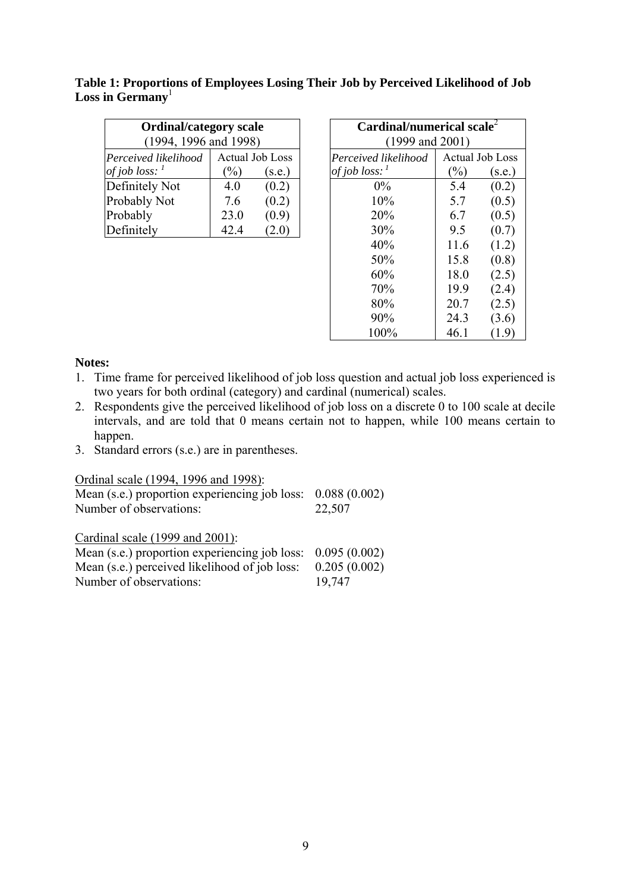**Table 1: Proportions of Employees Losing Their Job by Perceived Likelihood of Job Loss in Germany**[1]

| **Ordinal/category scale** (1994, 1996 and 1998) | | |
|---|---|---|
| *Perceived likelihood of job loss:* [1] | Actual Job Loss (%) | (s.e.) |
| Definitely Not | 4.0 | (0.2) |
| Probably Not | 7.6 | (0.2) |
| Probably | 23.0 | (0.9) |
| Definitely | 42.4 | (2.0) |

| **Cardinal/numerical scale**[2] (1999 and 2001) | | |
|---|---|---|
| *Perceived likelihood of job loss:* [1] | Actual Job Loss (%) | (s.e.) |
| 0% | 5.4 | (0.2) |
| 10% | 5.7 | (0.5) |
| 20% | 6.7 | (0.5) |
| 30% | 9.5 | (0.7) |
| 40% | 11.6 | (1.2) |
| 50% | 15.8 | (0.8) |
| 60% | 18.0 | (2.5) |
| 70% | 19.9 | (2.4) |
| 80% | 20.7 | (2.5) |
| 90% | 24.3 | (3.6) |
| 100% | 46.1 | (1.9) |

**Notes:**

1. Time frame for perceived likelihood of job loss question and actual job loss experienced is two years for both ordinal (category) and cardinal (numerical) scales.
2. Respondents give the perceived likelihood of job loss on a discrete 0 to 100 scale at decile intervals, and are told that 0 means certain not to happen, while 100 means certain to happen.
3. Standard errors (s.e.) are in parentheses.

Ordinal scale (1994, 1996 and 1998):
Mean (s.e.) proportion experiencing job loss: 0.088 (0.002)
Number of observations: 22,507

Cardinal scale (1999 and 2001):
Mean (s.e.) proportion experiencing job loss: 0.095 (0.002)
Mean (s.e.) perceived likelihood of job loss: 0.205 (0.002)
Number of observations: 19,747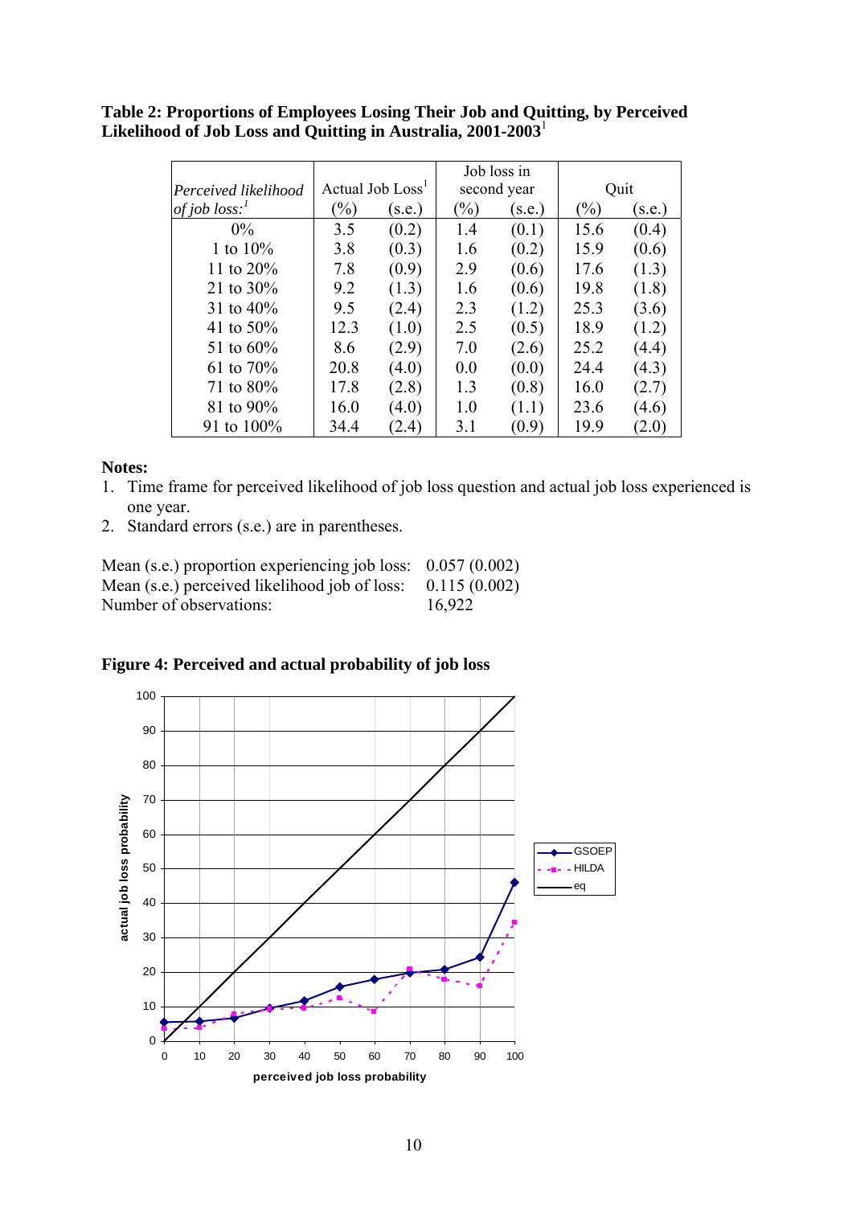**Table 2: Proportions of Employees Losing Their Job and Quitting, by Perceived Likelihood of Job Loss and Quitting in Australia, 2001-2003**[1]

| *Perceived likelihood of job loss:*[1] | Actual Job Loss[1] (%) | (s.e.) | Job loss in second year (%) | (s.e.) | Quit (%) | (s.e.) |
|---|---|---|---|---|---|---|
| 0% | 3.5 | (0.2) | 1.4 | (0.1) | 15.6 | (0.4) |
| 1 to 10% | 3.8 | (0.3) | 1.6 | (0.2) | 15.9 | (0.6) |
| 11 to 20% | 7.8 | (0.9) | 2.9 | (0.6) | 17.6 | (1.3) |
| 21 to 30% | 9.2 | (1.3) | 1.6 | (0.6) | 19.8 | (1.8) |
| 31 to 40% | 9.5 | (2.4) | 2.3 | (1.2) | 25.3 | (3.6) |
| 41 to 50% | 12.3 | (1.0) | 2.5 | (0.5) | 18.9 | (1.2) |
| 51 to 60% | 8.6 | (2.9) | 7.0 | (2.6) | 25.2 | (4.4) |
| 61 to 70% | 20.8 | (4.0) | 0.0 | (0.0) | 24.4 | (4.3) |
| 71 to 80% | 17.8 | (2.8) | 1.3 | (0.8) | 16.0 | (2.7) |
| 81 to 90% | 16.0 | (4.0) | 1.0 | (1.1) | 23.6 | (4.6) |
| 91 to 100% | 34.4 | (2.4) | 3.1 | (0.9) | 19.9 | (2.0) |

**Notes:**

1. Time frame for perceived likelihood of job loss question and actual job loss experienced is one year.
2. Standard errors (s.e.) are in parentheses.

Mean (s.e.) proportion experiencing job loss: 0.057 (0.002)
Mean (s.e.) perceived likelihood job of loss: 0.115 (0.002)
Number of observations: 16,922

**Figure 4: Perceived and actual probability of job loss**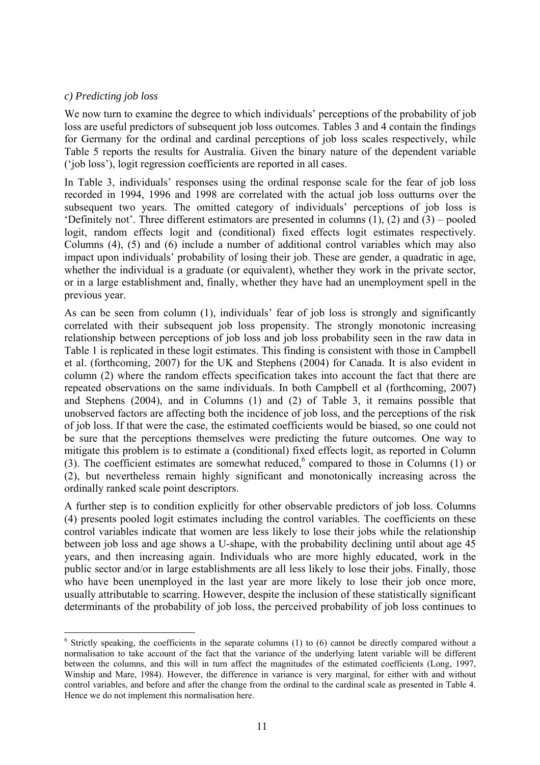*c) Predicting job loss*

We now turn to examine the degree to which individuals' perceptions of the probability of job loss are useful predictors of subsequent job loss outcomes. Tables 3 and 4 contain the findings for Germany for the ordinal and cardinal perceptions of job loss scales respectively, while Table 5 reports the results for Australia. Given the binary nature of the dependent variable ('job loss'), logit regression coefficients are reported in all cases.

In Table 3, individuals' responses using the ordinal response scale for the fear of job loss recorded in 1994, 1996 and 1998 are correlated with the actual job loss outturns over the subsequent two years. The omitted category of individuals' perceptions of job loss is 'Definitely not'. Three different estimators are presented in columns (1), (2) and (3) – pooled logit, random effects logit and (conditional) fixed effects logit estimates respectively. Columns (4), (5) and (6) include a number of additional control variables which may also impact upon individuals' probability of losing their job. These are gender, a quadratic in age, whether the individual is a graduate (or equivalent), whether they work in the private sector, or in a large establishment and, finally, whether they have had an unemployment spell in the previous year.

As can be seen from column (1), individuals' fear of job loss is strongly and significantly correlated with their subsequent job loss propensity. The strongly monotonic increasing relationship between perceptions of job loss and job loss probability seen in the raw data in Table 1 is replicated in these logit estimates. This finding is consistent with those in Campbell et al. (forthcoming, 2007) for the UK and Stephens (2004) for Canada. It is also evident in column (2) where the random effects specification takes into account the fact that there are repeated observations on the same individuals. In both Campbell et al (forthcoming, 2007) and Stephens (2004), and in Columns (1) and (2) of Table 3, it remains possible that unobserved factors are affecting both the incidence of job loss, and the perceptions of the risk of job loss. If that were the case, the estimated coefficients would be biased, so one could not be sure that the perceptions themselves were predicting the future outcomes. One way to mitigate this problem is to estimate a (conditional) fixed effects logit, as reported in Column (3). The coefficient estimates are somewhat reduced,[6] compared to those in Columns (1) or (2), but nevertheless remain highly significant and monotonically increasing across the ordinally ranked scale point descriptors.

A further step is to condition explicitly for other observable predictors of job loss. Columns (4) presents pooled logit estimates including the control variables. The coefficients on these control variables indicate that women are less likely to lose their jobs while the relationship between job loss and age shows a U-shape, with the probability declining until about age 45 years, and then increasing again. Individuals who are more highly educated, work in the public sector and/or in large establishments are all less likely to lose their jobs. Finally, those who have been unemployed in the last year are more likely to lose their job once more, usually attributable to scarring. However, despite the inclusion of these statistically significant determinants of the probability of job loss, the perceived probability of job loss continues to

[6] Strictly speaking, the coefficients in the separate columns (1) to (6) cannot be directly compared without a normalisation to take account of the fact that the variance of the underlying latent variable will be different between the columns, and this will in turn affect the magnitudes of the estimated coefficients (Long, 1997, Winship and Mare, 1984). However, the difference in variance is very marginal, for either with and without control variables, and before and after the change from the ordinal to the cardinal scale as presented in Table 4. Hence we do not implement this normalisation here.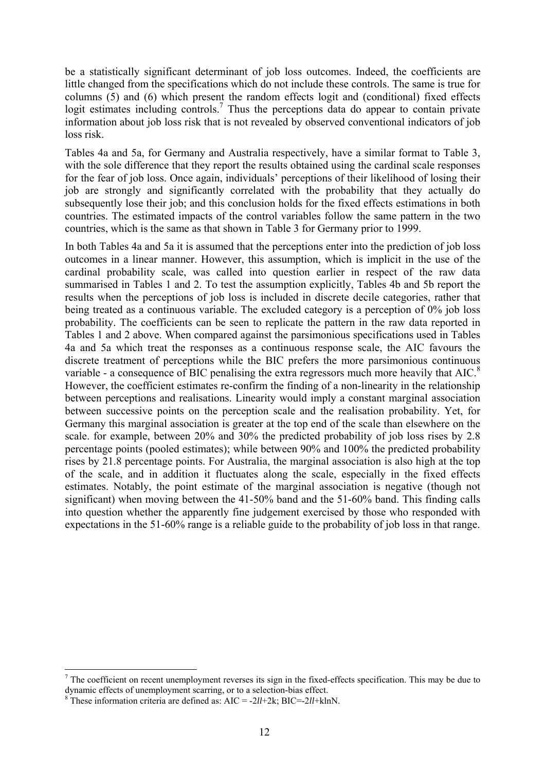be a statistically significant determinant of job loss outcomes. Indeed, the coefficients are little changed from the specifications which do not include these controls. The same is true for columns (5) and (6) which present the random effects logit and (conditional) fixed effects logit estimates including controls.[7] Thus the perceptions data do appear to contain private information about job loss risk that is not revealed by observed conventional indicators of job loss risk.

Tables 4a and 5a, for Germany and Australia respectively, have a similar format to Table 3, with the sole difference that they report the results obtained using the cardinal scale responses for the fear of job loss. Once again, individuals' perceptions of their likelihood of losing their job are strongly and significantly correlated with the probability that they actually do subsequently lose their job; and this conclusion holds for the fixed effects estimations in both countries. The estimated impacts of the control variables follow the same pattern in the two countries, which is the same as that shown in Table 3 for Germany prior to 1999.

In both Tables 4a and 5a it is assumed that the perceptions enter into the prediction of job loss outcomes in a linear manner. However, this assumption, which is implicit in the use of the cardinal probability scale, was called into question earlier in respect of the raw data summarised in Tables 1 and 2. To test the assumption explicitly, Tables 4b and 5b report the results when the perceptions of job loss is included in discrete decile categories, rather that being treated as a continuous variable. The excluded category is a perception of 0% job loss probability. The coefficients can be seen to replicate the pattern in the raw data reported in Tables 1 and 2 above. When compared against the parsimonious specifications used in Tables 4a and 5a which treat the responses as a continuous response scale, the AIC favours the discrete treatment of perceptions while the BIC prefers the more parsimonious continuous variable - a consequence of BIC penalising the extra regressors much more heavily that AIC.[8] However, the coefficient estimates re-confirm the finding of a non-linearity in the relationship between perceptions and realisations. Linearity would imply a constant marginal association between successive points on the perception scale and the realisation probability. Yet, for Germany this marginal association is greater at the top end of the scale than elsewhere on the scale. for example, between 20% and 30% the predicted probability of job loss rises by 2.8 percentage points (pooled estimates); while between 90% and 100% the predicted probability rises by 21.8 percentage points. For Australia, the marginal association is also high at the top of the scale, and in addition it fluctuates along the scale, especially in the fixed effects estimates. Notably, the point estimate of the marginal association is negative (though not significant) when moving between the 41-50% band and the 51-60% band. This finding calls into question whether the apparently fine judgement exercised by those who responded with expectations in the 51-60% range is a reliable guide to the probability of job loss in that range.

---

[7] The coefficient on recent unemployment reverses its sign in the fixed-effects specification. This may be due to dynamic effects of unemployment scarring, or to a selection-bias effect.

[8] These information criteria are defined as: $AIC = -2ll+2k$; $BIC=-2ll+k\ln N$.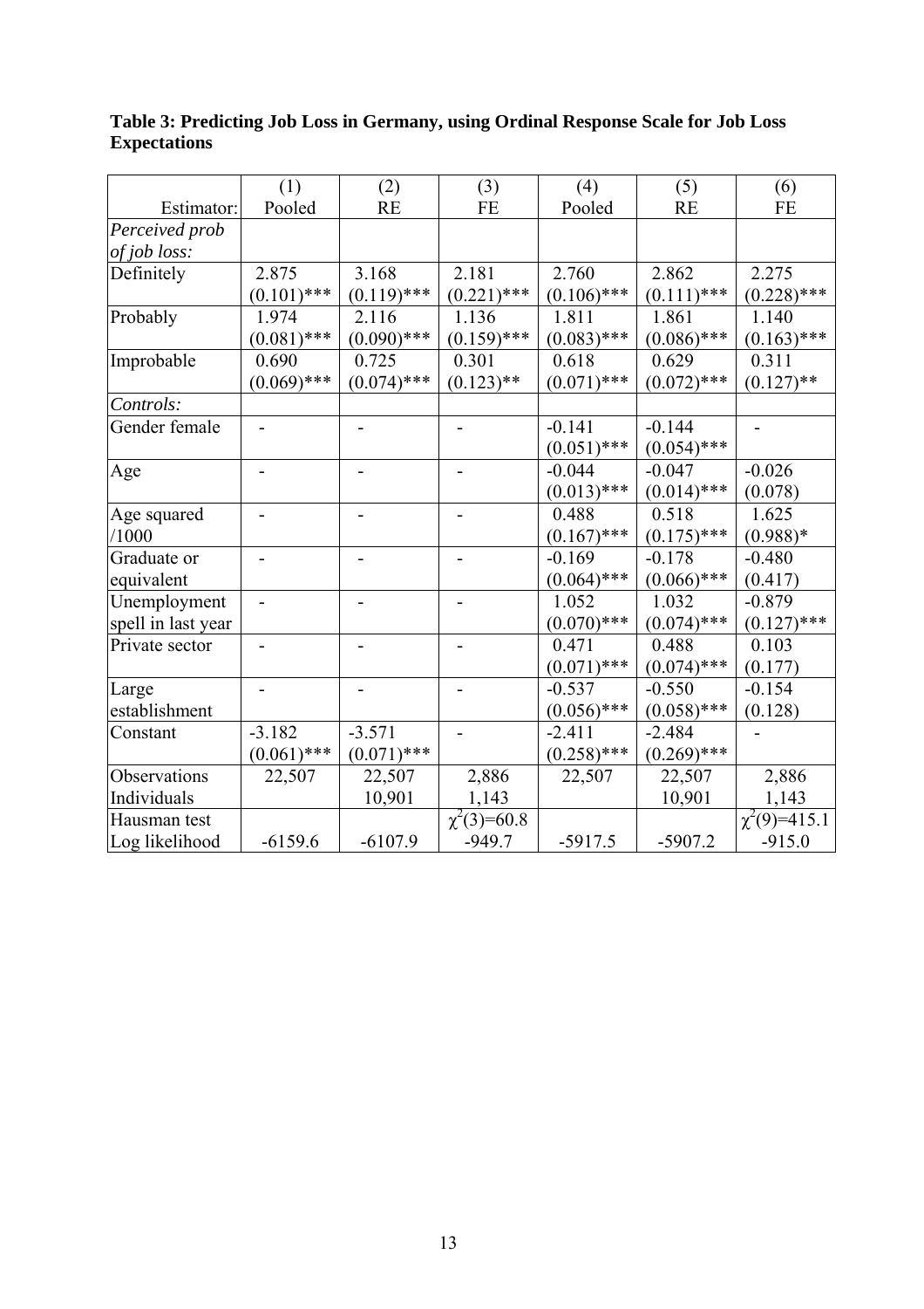**Table 3: Predicting Job Loss in Germany, using Ordinal Response Scale for Job Loss Expectations**

| | (1) | (2) | (3) | (4) | (5) | (6) |
|---|---|---|---|---|---|---|
| Estimator: | Pooled | RE | FE | Pooled | RE | FE |
| *Perceived prob of job loss:* | | | | | | |
| Definitely | 2.875 | 3.168 | 2.181 | 2.760 | 2.862 | 2.275 |
| | (0.101)*** | (0.119)*** | (0.221)*** | (0.106)*** | (0.111)*** | (0.228)*** |
| Probably | 1.974 | 2.116 | 1.136 | 1.811 | 1.861 | 1.140 |
| | (0.081)*** | (0.090)*** | (0.159)*** | (0.083)*** | (0.086)*** | (0.163)*** |
| Improbable | 0.690 | 0.725 | 0.301 | 0.618 | 0.629 | 0.311 |
| | (0.069)*** | (0.074)*** | (0.123)** | (0.071)*** | (0.072)*** | (0.127)** |
| *Controls:* | | | | | | |
| Gender female | - | - | - | -0.141 | -0.144 | - |
| | | | | (0.051)*** | (0.054)*** | |
| Age | - | - | - | -0.044 | -0.047 | -0.026 |
| | | | | (0.013)*** | (0.014)*** | (0.078) |
| Age squared /1000 | - | - | - | 0.488 | 0.518 | 1.625 |
| | | | | (0.167)*** | (0.175)*** | (0.988)* |
| Graduate or equivalent | - | - | - | -0.169 | -0.178 | -0.480 |
| | | | | (0.064)*** | (0.066)*** | (0.417) |
| Unemployment spell in last year | - | - | - | 1.052 | 1.032 | -0.879 |
| | | | | (0.070)*** | (0.074)*** | (0.127)*** |
| Private sector | - | - | - | 0.471 | 0.488 | 0.103 |
| | | | | (0.071)*** | (0.074)*** | (0.177) |
| Large establishment | - | - | - | -0.537 | -0.550 | -0.154 |
| | | | | (0.056)*** | (0.058)*** | (0.128) |
| Constant | -3.182 | -3.571 | - | -2.411 | -2.484 | - |
| | (0.061)*** | (0.071)*** | | (0.258)*** | (0.269)*** | |
| Observations | 22,507 | 22,507 | 2,886 | 22,507 | 22,507 | 2,886 |
| Individuals | | 10,901 | 1,143 | | 10,901 | 1,143 |
| Hausman test | | | $\chi^2(3)$=60.8 | | | $\chi^2(9)$=415.1 |
| Log likelihood | -6159.6 | -6107.9 | -949.7 | -5917.5 | -5907.2 | -915.0 |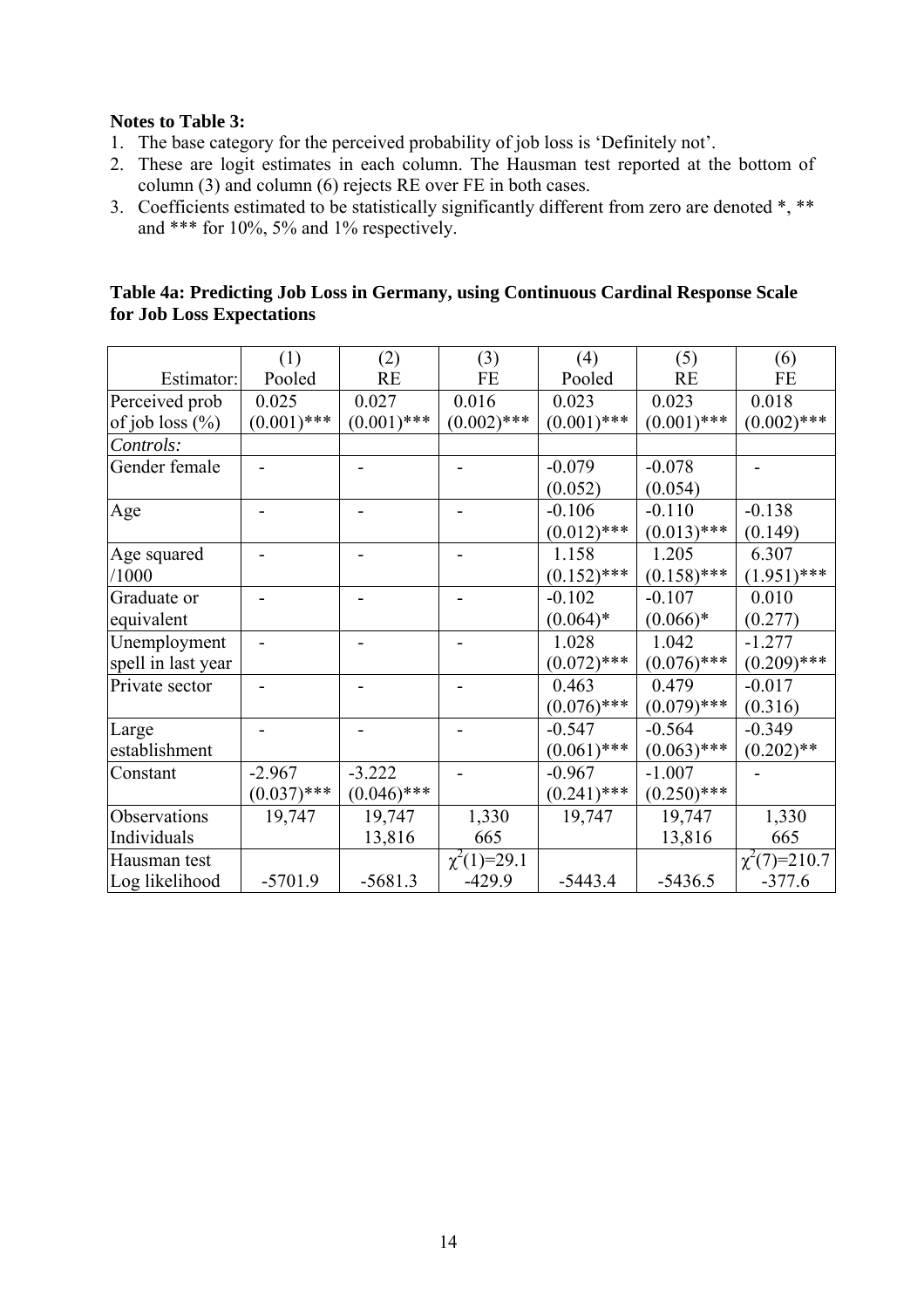**Notes to Table 3:**

1. The base category for the perceived probability of job loss is 'Definitely not'.
2. These are logit estimates in each column. The Hausman test reported at the bottom of column (3) and column (6) rejects RE over FE in both cases.
3. Coefficients estimated to be statistically significantly different from zero are denoted *, ** and *** for 10%, 5% and 1% respectively.

**Table 4a: Predicting Job Loss in Germany, using Continuous Cardinal Response Scale for Job Loss Expectations**

| | (1) | (2) | (3) | (4) | (5) | (6) |
|---|---|---|---|---|---|---|
| Estimator: | Pooled | RE | FE | Pooled | RE | FE |
| Perceived prob of job loss (%) | 0.025 (0.001)*** | 0.027 (0.001)*** | 0.016 (0.002)*** | 0.023 (0.001)*** | 0.023 (0.001)*** | 0.018 (0.002)*** |
| *Controls:* | | | | | | |
| Gender female | - | - | - | -0.079 (0.052) | -0.078 (0.054) | - |
| Age | - | - | - | -0.106 (0.012)*** | -0.110 (0.013)*** | -0.138 (0.149) |
| Age squared /1000 | - | - | - | 1.158 (0.152)*** | 1.205 (0.158)*** | 6.307 (1.951)*** |
| Graduate or equivalent | - | - | - | -0.102 (0.064)* | -0.107 (0.066)* | 0.010 (0.277) |
| Unemployment spell in last year | - | - | - | 1.028 (0.072)*** | 1.042 (0.076)*** | -1.277 (0.209)*** |
| Private sector | - | - | - | 0.463 (0.076)*** | 0.479 (0.079)*** | -0.017 (0.316) |
| Large establishment | - | - | - | -0.547 (0.061)*** | -0.564 (0.063)*** | -0.349 (0.202)** |
| Constant | -2.967 (0.037)*** | -3.222 (0.046)*** | - | -0.967 (0.241)*** | -1.007 (0.250)*** | - |
| Observations | 19,747 | 19,747 | 1,330 | 19,747 | 19,747 | 1,330 |
| Individuals | | 13,816 | 665 | | 13,816 | 665 |
| Hausman test | | | $\chi^2(1)$=29.1 | | | $\chi^2(7)$=210.7 |
| Log likelihood | -5701.9 | -5681.3 | -429.9 | -5443.4 | -5436.5 | -377.6 |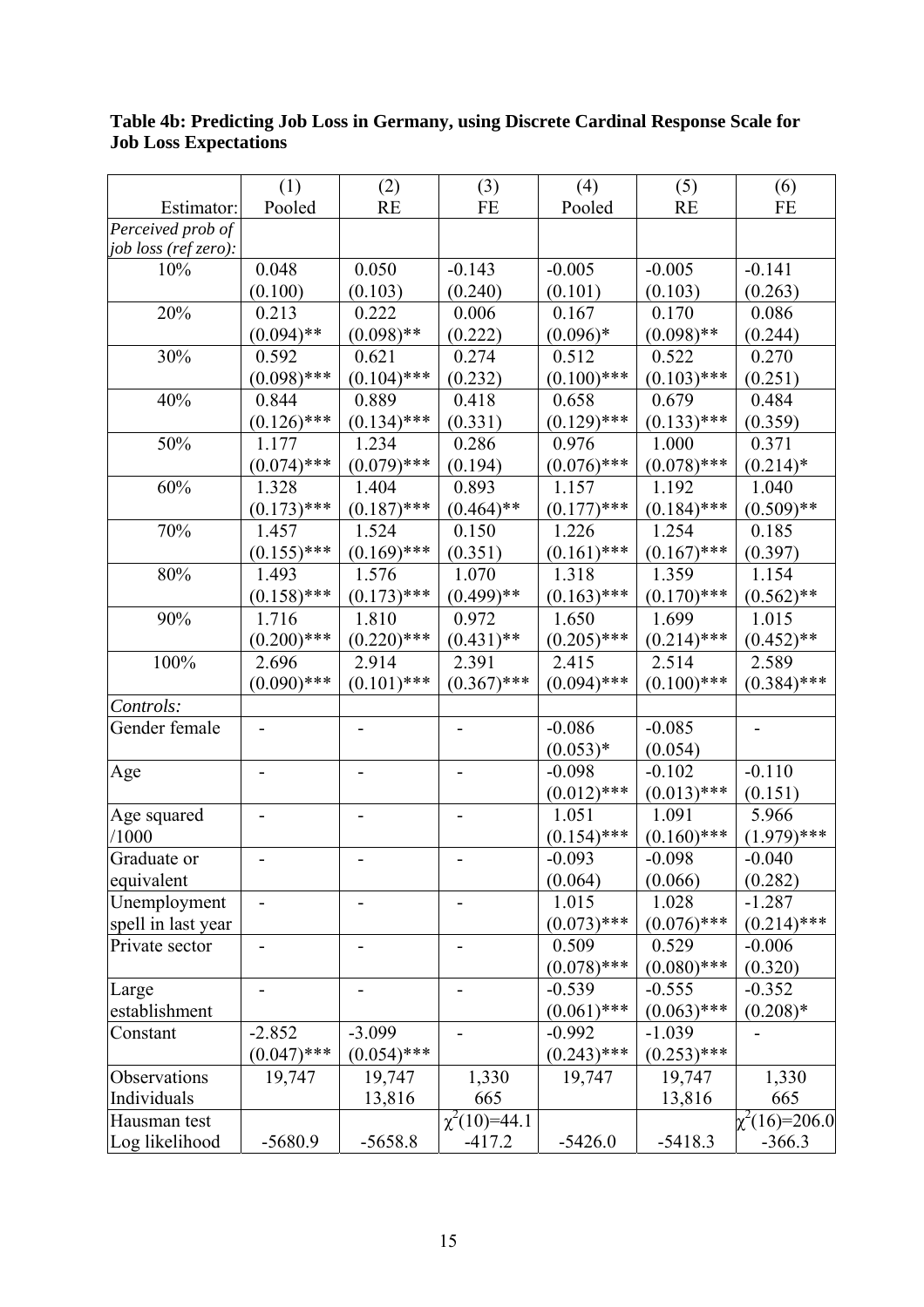**Table 4b: Predicting Job Loss in Germany, using Discrete Cardinal Response Scale for Job Loss Expectations**

| | (1) | (2) | (3) | (4) | (5) | (6) |
|---|---|---|---|---|---|---|
| Estimator: | Pooled | RE | FE | Pooled | RE | FE |
| *Perceived prob of job loss (ref zero):* | | | | | | |
| 10% | 0.048 | 0.050 | -0.143 | -0.005 | -0.005 | -0.141 |
| | (0.100) | (0.103) | (0.240) | (0.101) | (0.103) | (0.263) |
| 20% | 0.213 | 0.222 | 0.006 | 0.167 | 0.170 | 0.086 |
| | (0.094)** | (0.098)** | (0.222) | (0.096)* | (0.098)** | (0.244) |
| 30% | 0.592 | 0.621 | 0.274 | 0.512 | 0.522 | 0.270 |
| | (0.098)*** | (0.104)*** | (0.232) | (0.100)*** | (0.103)*** | (0.251) |
| 40% | 0.844 | 0.889 | 0.418 | 0.658 | 0.679 | 0.484 |
| | (0.126)*** | (0.134)*** | (0.331) | (0.129)*** | (0.133)*** | (0.359) |
| 50% | 1.177 | 1.234 | 0.286 | 0.976 | 1.000 | 0.371 |
| | (0.074)*** | (0.079)*** | (0.194) | (0.076)*** | (0.078)*** | (0.214)* |
| 60% | 1.328 | 1.404 | 0.893 | 1.157 | 1.192 | 1.040 |
| | (0.173)*** | (0.187)*** | (0.464)** | (0.177)*** | (0.184)*** | (0.509)** |
| 70% | 1.457 | 1.524 | 0.150 | 1.226 | 1.254 | 0.185 |
| | (0.155)*** | (0.169)*** | (0.351) | (0.161)*** | (0.167)*** | (0.397) |
| 80% | 1.493 | 1.576 | 1.070 | 1.318 | 1.359 | 1.154 |
| | (0.158)*** | (0.173)*** | (0.499)** | (0.163)*** | (0.170)*** | (0.562)** |
| 90% | 1.716 | 1.810 | 0.972 | 1.650 | 1.699 | 1.015 |
| | (0.200)*** | (0.220)*** | (0.431)** | (0.205)*** | (0.214)*** | (0.452)** |
| 100% | 2.696 | 2.914 | 2.391 | 2.415 | 2.514 | 2.589 |
| | (0.090)*** | (0.101)*** | (0.367)*** | (0.094)*** | (0.100)*** | (0.384)*** |
| *Controls:* | | | | | | |
| Gender female | - | - | - | -0.086 | -0.085 | - |
| | | | | (0.053)* | (0.054) | |
| Age | - | - | - | -0.098 | -0.102 | -0.110 |
| | | | | (0.012)*** | (0.013)*** | (0.151) |
| Age squared /1000 | - | - | - | 1.051 | 1.091 | 5.966 |
| | | | | (0.154)*** | (0.160)*** | (1.979)*** |
| Graduate or equivalent | - | - | - | -0.093 | -0.098 | -0.040 |
| | | | | (0.064) | (0.066) | (0.282) |
| Unemployment spell in last year | - | - | - | 1.015 | 1.028 | -1.287 |
| | | | | (0.073)*** | (0.076)*** | (0.214)*** |
| Private sector | - | - | - | 0.509 | 0.529 | -0.006 |
| | | | | (0.078)*** | (0.080)*** | (0.320) |
| Large establishment | - | - | - | -0.539 | -0.555 | -0.352 |
| | | | | (0.061)*** | (0.063)*** | (0.208)* |
| Constant | -2.852 | -3.099 | - | -0.992 | -1.039 | - |
| | (0.047)*** | (0.054)*** | | (0.243)*** | (0.253)*** | |
| Observations | 19,747 | 19,747 | 1,330 | 19,747 | 19,747 | 1,330 |
| Individuals | | 13,816 | 665 | | 13,816 | 665 |
| Hausman test | | | $\chi^2(10)$=44.1 | | | $\chi^2(16)$=206.0 |
| Log likelihood | -5680.9 | -5658.8 | -417.2 | -5426.0 | -5418.3 | -366.3 |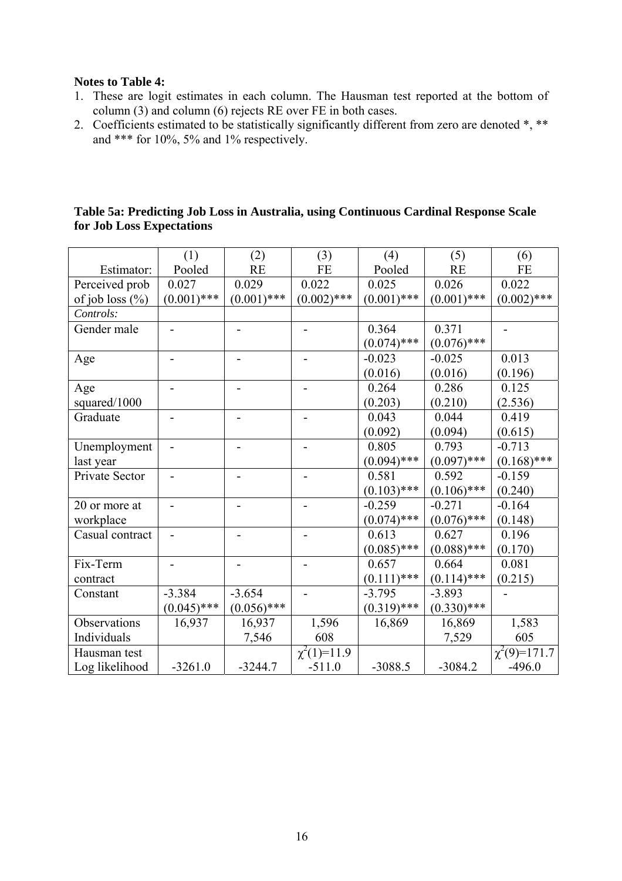**Notes to Table 4:**

1. These are logit estimates in each column. The Hausman test reported at the bottom of column (3) and column (6) rejects RE over FE in both cases.
2. Coefficients estimated to be statistically significantly different from zero are denoted *, ** and *** for 10%, 5% and 1% respectively.

**Table 5a: Predicting Job Loss in Australia, using Continuous Cardinal Response Scale for Job Loss Expectations**

| | (1) | (2) | (3) | (4) | (5) | (6) |
|---|---|---|---|---|---|---|
| Estimator: | Pooled | RE | FE | Pooled | RE | FE |
| Perceived prob of job loss (%) | 0.027 (0.001)*** | 0.029 (0.001)*** | 0.022 (0.002)*** | 0.025 (0.001)*** | 0.026 (0.001)*** | 0.022 (0.002)*** |
| *Controls:* | | | | | | |
| Gender male | - | - | - | 0.364 (0.074)*** | 0.371 (0.076)*** | - |
| Age | - | - | - | -0.023 (0.016) | -0.025 (0.016) | 0.013 (0.196) |
| Age squared/1000 | - | - | - | 0.264 (0.203) | 0.286 (0.210) | 0.125 (2.536) |
| Graduate | - | - | - | 0.043 (0.092) | 0.044 (0.094) | 0.419 (0.615) |
| Unemployment last year | - | - | - | 0.805 (0.094)*** | 0.793 (0.097)*** | -0.713 (0.168)*** |
| Private Sector | - | - | - | 0.581 (0.103)*** | 0.592 (0.106)*** | -0.159 (0.240) |
| 20 or more at workplace | - | - | - | -0.259 (0.074)*** | -0.271 (0.076)*** | -0.164 (0.148) |
| Casual contract | - | - | - | 0.613 (0.085)*** | 0.627 (0.088)*** | 0.196 (0.170) |
| Fix-Term contract | - | - | - | 0.657 (0.111)*** | 0.664 (0.114)*** | 0.081 (0.215) |
| Constant | -3.384 (0.045)*** | -3.654 (0.056)*** | - | -3.795 (0.319)*** | -3.893 (0.330)*** | - |
| Observations | 16,937 | 16,937 | 1,596 | 16,869 | 16,869 | 1,583 |
| Individuals | | 7,546 | 608 | | 7,529 | 605 |
| Hausman test | | | $\chi^2(1)$=11.9 | | | $\chi^2(9)$=171.7 |
| Log likelihood | -3261.0 | -3244.7 | -511.0 | -3088.5 | -3084.2 | -496.0 |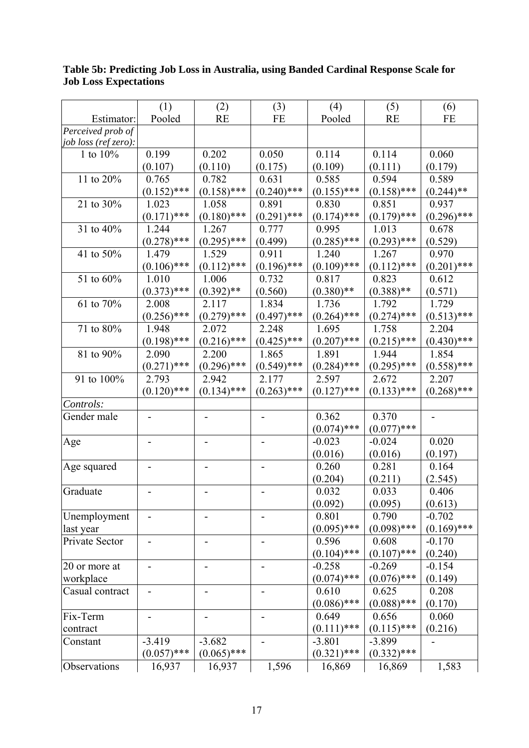**Table 5b: Predicting Job Loss in Australia, using Banded Cardinal Response Scale for Job Loss Expectations**

| | (1) | (2) | (3) | (4) | (5) | (6) |
|---|---|---|---|---|---|---|
| Estimator: | Pooled | RE | FE | Pooled | RE | FE |
| *Perceived prob of job loss (ref zero):* | | | | | | |
| 1 to 10% | 0.199 | 0.202 | 0.050 | 0.114 | 0.114 | 0.060 |
| | (0.107) | (0.110) | (0.175) | (0.109) | (0.111) | (0.179) |
| 11 to 20% | 0.765 | 0.782 | 0.631 | 0.585 | 0.594 | 0.589 |
| | (0.152)*** | (0.158)*** | (0.240)*** | (0.155)*** | (0.158)*** | (0.244)** |
| 21 to 30% | 1.023 | 1.058 | 0.891 | 0.830 | 0.851 | 0.937 |
| | (0.171)*** | (0.180)*** | (0.291)*** | (0.174)*** | (0.179)*** | (0.296)*** |
| 31 to 40% | 1.244 | 1.267 | 0.777 | 0.995 | 1.013 | 0.678 |
| | (0.278)*** | (0.295)*** | (0.499) | (0.285)*** | (0.293)*** | (0.529) |
| 41 to 50% | 1.479 | 1.529 | 0.911 | 1.240 | 1.267 | 0.970 |
| | (0.106)*** | (0.112)*** | (0.196)*** | (0.109)*** | (0.112)*** | (0.201)*** |
| 51 to 60% | 1.010 | 1.006 | 0.732 | 0.817 | 0.823 | 0.612 |
| | (0.373)*** | (0.392)** | (0.560) | (0.380)** | (0.388)** | (0.571) |
| 61 to 70% | 2.008 | 2.117 | 1.834 | 1.736 | 1.792 | 1.729 |
| | (0.256)*** | (0.279)*** | (0.497)*** | (0.264)*** | (0.274)*** | (0.513)*** |
| 71 to 80% | 1.948 | 2.072 | 2.248 | 1.695 | 1.758 | 2.204 |
| | (0.198)*** | (0.216)*** | (0.425)*** | (0.207)*** | (0.215)*** | (0.430)*** |
| 81 to 90% | 2.090 | 2.200 | 1.865 | 1.891 | 1.944 | 1.854 |
| | (0.271)*** | (0.296)*** | (0.549)*** | (0.284)*** | (0.295)*** | (0.558)*** |
| 91 to 100% | 2.793 | 2.942 | 2.177 | 2.597 | 2.672 | 2.207 |
| | (0.120)*** | (0.134)*** | (0.263)*** | (0.127)*** | (0.133)*** | (0.268)*** |
| *Controls:* | | | | | | |
| Gender male | - | - | - | 0.362 | 0.370 | - |
| | | | | (0.074)*** | (0.077)*** | |
| Age | - | - | - | -0.023 | -0.024 | 0.020 |
| | | | | (0.016) | (0.016) | (0.197) |
| Age squared | - | - | - | 0.260 | 0.281 | 0.164 |
| | | | | (0.204) | (0.211) | (2.545) |
| Graduate | - | - | - | 0.032 | 0.033 | 0.406 |
| | | | | (0.092) | (0.095) | (0.613) |
| Unemployment last year | - | - | - | 0.801 | 0.790 | -0.702 |
| | | | | (0.095)*** | (0.098)*** | (0.169)*** |
| Private Sector | - | - | - | 0.596 | 0.608 | -0.170 |
| | | | | (0.104)*** | (0.107)*** | (0.240) |
| 20 or more at workplace | - | - | - | -0.258 | -0.269 | -0.154 |
| | | | | (0.074)*** | (0.076)*** | (0.149) |
| Casual contract | - | - | - | 0.610 | 0.625 | 0.208 |
| | | | | (0.086)*** | (0.088)*** | (0.170) |
| Fix-Term contract | - | - | - | 0.649 | 0.656 | 0.060 |
| | | | | (0.111)*** | (0.115)*** | (0.216) |
| Constant | -3.419 | -3.682 | - | -3.801 | -3.899 | - |
| | (0.057)*** | (0.065)*** | | (0.321)*** | (0.332)*** | |
| Observations | 16,937 | 16,937 | 1,596 | 16,869 | 16,869 | 1,583 |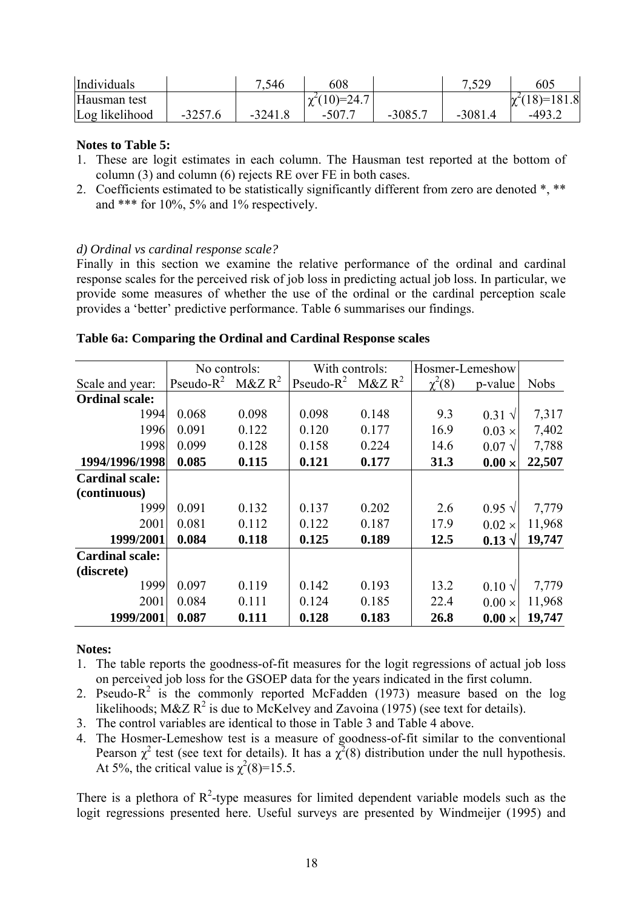| Individuals | | 7,546 | 608 | | 7,529 | 605 |
|---|---|---|---|---|---|---|
| Hausman test | | | $\chi^2(10)$=24.7 | | | $\chi^2(18)$=181.8 |
| Log likelihood | -3257.6 | -3241.8 | -507.7 | -3085.7 | -3081.4 | -493.2 |

**Notes to Table 5:**

1. These are logit estimates in each column. The Hausman test reported at the bottom of column (3) and column (6) rejects RE over FE in both cases.
2. Coefficients estimated to be statistically significantly different from zero are denoted *, ** and *** for 10%, 5% and 1% respectively.

*d) Ordinal vs cardinal response scale?*

Finally in this section we examine the relative performance of the ordinal and cardinal response scales for the perceived risk of job loss in predicting actual job loss. In particular, we provide some measures of whether the use of the ordinal or the cardinal perception scale provides a 'better' predictive performance. Table 6 summarises our findings.

**Table 6a: Comparing the Ordinal and Cardinal Response scales**

| | No controls: | | With controls: | | Hosmer-Lemeshow | | |
|---|---|---|---|---|---|---|---|
| Scale and year: | Pseudo-$R^2$ | M&Z $R^2$ | Pseudo-$R^2$ | M&Z $R^2$ | $\chi^2(8)$ | p-value | Nobs |
| **Ordinal scale:** | | | | | | | |
| 1994 | 0.068 | 0.098 | 0.098 | 0.148 | 9.3 | 0.31 √ | 7,317 |
| 1996 | 0.091 | 0.122 | 0.120 | 0.177 | 16.9 | 0.03 × | 7,402 |
| 1998 | 0.099 | 0.128 | 0.158 | 0.224 | 14.6 | 0.07 √ | 7,788 |
| **1994/1996/1998** | **0.085** | **0.115** | **0.121** | **0.177** | **31.3** | **0.00 ×** | **22,507** |
| **Cardinal scale: (continuous)** | | | | | | | |
| 1999 | 0.091 | 0.132 | 0.137 | 0.202 | 2.6 | 0.95 √ | 7,779 |
| 2001 | 0.081 | 0.112 | 0.122 | 0.187 | 17.9 | 0.02 × | 11,968 |
| **1999/2001** | **0.084** | **0.118** | **0.125** | **0.189** | **12.5** | **0.13 √** | **19,747** |
| **Cardinal scale: (discrete)** | | | | | | | |
| 1999 | 0.097 | 0.119 | 0.142 | 0.193 | 13.2 | 0.10 √ | 7,779 |
| 2001 | 0.084 | 0.111 | 0.124 | 0.185 | 22.4 | 0.00 × | 11,968 |
| **1999/2001** | **0.087** | **0.111** | **0.128** | **0.183** | **26.8** | **0.00 ×** | **19,747** |

**Notes:**

1. The table reports the goodness-of-fit measures for the logit regressions of actual job loss on perceived job loss for the GSOEP data for the years indicated in the first column.
2. Pseudo-$R^2$ is the commonly reported McFadden (1973) measure based on the log likelihoods; M&Z $R^2$ is due to McKelvey and Zavoina (1975) (see text for details).
3. The control variables are identical to those in Table 3 and Table 4 above.
4. The Hosmer-Lemeshow test is a measure of goodness-of-fit similar to the conventional Pearson $\chi^2$ test (see text for details). It has a $\chi^2(8)$ distribution under the null hypothesis. At 5%, the critical value is $\chi^2(8)$=15.5.

There is a plethora of $R^2$-type measures for limited dependent variable models such as the logit regressions presented here. Useful surveys are presented by Windmeijer (1995) and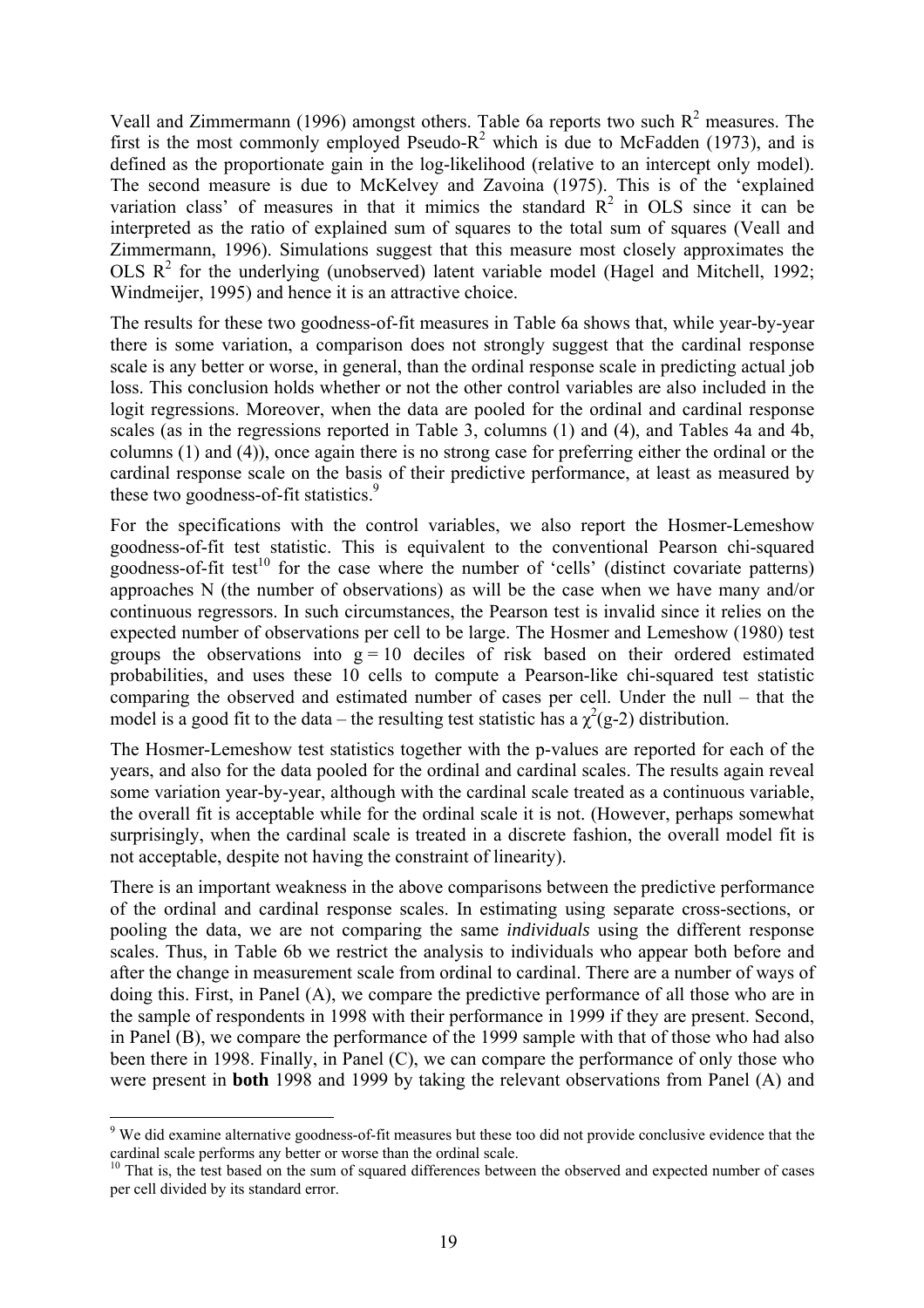Veall and Zimmermann (1996) amongst others. Table 6a reports two such $R^2$ measures. The first is the most commonly employed Pseudo-$R^2$ which is due to McFadden (1973), and is defined as the proportionate gain in the log-likelihood (relative to an intercept only model). The second measure is due to McKelvey and Zavoina (1975). This is of the 'explained variation class' of measures in that it mimics the standard $R^2$ in OLS since it can be interpreted as the ratio of explained sum of squares to the total sum of squares (Veall and Zimmermann, 1996). Simulations suggest that this measure most closely approximates the OLS $R^2$ for the underlying (unobserved) latent variable model (Hagel and Mitchell, 1992; Windmeijer, 1995) and hence it is an attractive choice.

The results for these two goodness-of-fit measures in Table 6a shows that, while year-by-year there is some variation, a comparison does not strongly suggest that the cardinal response scale is any better or worse, in general, than the ordinal response scale in predicting actual job loss. This conclusion holds whether or not the other control variables are also included in the logit regressions. Moreover, when the data are pooled for the ordinal and cardinal response scales (as in the regressions reported in Table 3, columns (1) and (4), and Tables 4a and 4b, columns (1) and (4)), once again there is no strong case for preferring either the ordinal or the cardinal response scale on the basis of their predictive performance, at least as measured by these two goodness-of-fit statistics.[9]

For the specifications with the control variables, we also report the Hosmer-Lemeshow goodness-of-fit test statistic. This is equivalent to the conventional Pearson chi-squared goodness-of-fit test[10] for the case where the number of 'cells' (distinct covariate patterns) approaches N (the number of observations) as will be the case when we have many and/or continuous regressors. In such circumstances, the Pearson test is invalid since it relies on the expected number of observations per cell to be large. The Hosmer and Lemeshow (1980) test groups the observations into $g = 10$ deciles of risk based on their ordered estimated probabilities, and uses these 10 cells to compute a Pearson-like chi-squared test statistic comparing the observed and estimated number of cases per cell. Under the null – that the model is a good fit to the data – the resulting test statistic has a $\chi^2(g\text{-}2)$ distribution.

The Hosmer-Lemeshow test statistics together with the p-values are reported for each of the years, and also for the data pooled for the ordinal and cardinal scales. The results again reveal some variation year-by-year, although with the cardinal scale treated as a continuous variable, the overall fit is acceptable while for the ordinal scale it is not. (However, perhaps somewhat surprisingly, when the cardinal scale is treated in a discrete fashion, the overall model fit is not acceptable, despite not having the constraint of linearity).

There is an important weakness in the above comparisons between the predictive performance of the ordinal and cardinal response scales. In estimating using separate cross-sections, or pooling the data, we are not comparing the same *individuals* using the different response scales. Thus, in Table 6b we restrict the analysis to individuals who appear both before and after the change in measurement scale from ordinal to cardinal. There are a number of ways of doing this. First, in Panel (A), we compare the predictive performance of all those who are in the sample of respondents in 1998 with their performance in 1999 if they are present. Second, in Panel (B), we compare the performance of the 1999 sample with that of those who had also been there in 1998. Finally, in Panel (C), we can compare the performance of only those who were present in **both** 1998 and 1999 by taking the relevant observations from Panel (A) and

[9] We did examine alternative goodness-of-fit measures but these too did not provide conclusive evidence that the cardinal scale performs any better or worse than the ordinal scale.

[10] That is, the test based on the sum of squared differences between the observed and expected number of cases per cell divided by its standard error.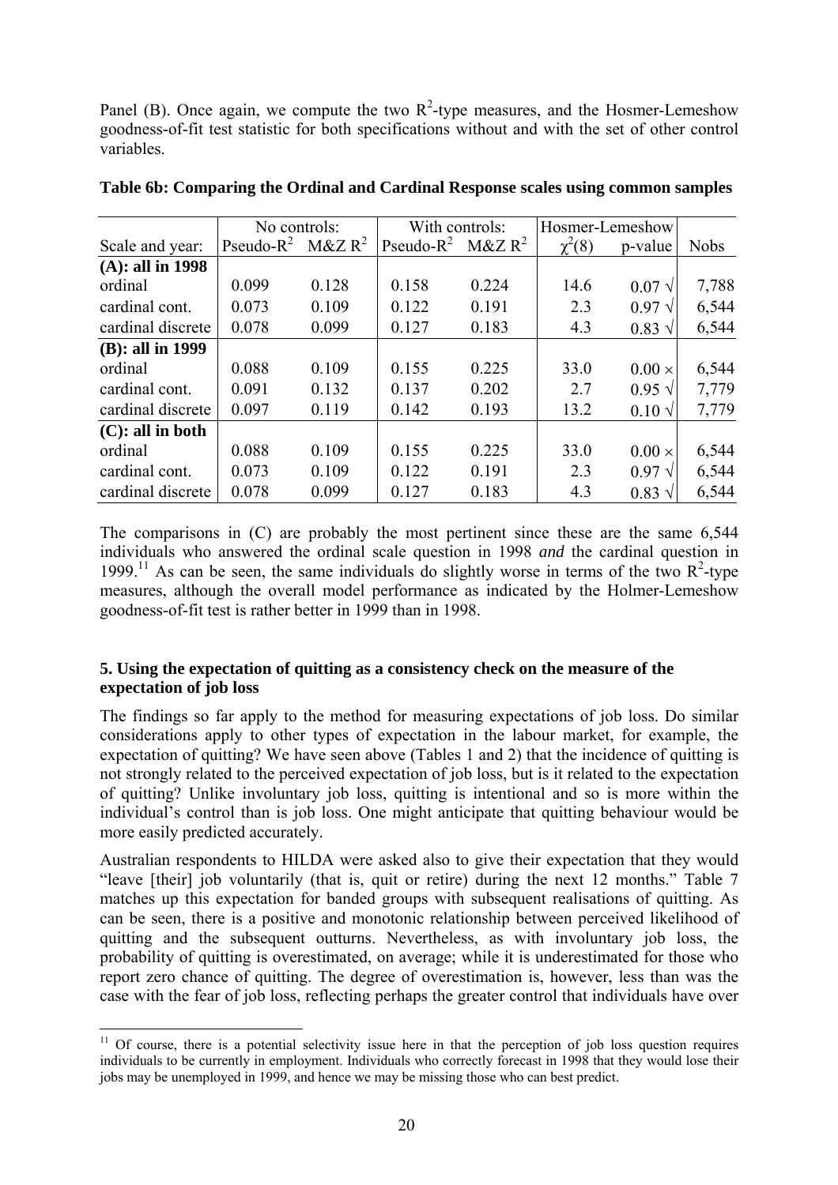Panel (B). Once again, we compute the two $R^2$-type measures, and the Hosmer-Lemeshow goodness-of-fit test statistic for both specifications without and with the set of other control variables.

**Table 6b: Comparing the Ordinal and Cardinal Response scales using common samples**

| | No controls: | | With controls: | | Hosmer-Lemeshow | | |
|---|---|---|---|---|---|---|---|
| Scale and year: | Pseudo-$R^2$ | M&Z $R^2$ | Pseudo-$R^2$ | M&Z $R^2$ | $\chi^2(8)$ | p-value | Nobs |
| **(A): all in 1998** | | | | | | | |
| ordinal | 0.099 | 0.128 | 0.158 | 0.224 | 14.6 | 0.07 √ | 7,788 |
| cardinal cont. | 0.073 | 0.109 | 0.122 | 0.191 | 2.3 | 0.97 √ | 6,544 |
| cardinal discrete | 0.078 | 0.099 | 0.127 | 0.183 | 4.3 | 0.83 √ | 6,544 |
| **(B): all in 1999** | | | | | | | |
| ordinal | 0.088 | 0.109 | 0.155 | 0.225 | 33.0 | 0.00 × | 6,544 |
| cardinal cont. | 0.091 | 0.132 | 0.137 | 0.202 | 2.7 | 0.95 √ | 7,779 |
| cardinal discrete | 0.097 | 0.119 | 0.142 | 0.193 | 13.2 | 0.10 √ | 7,779 |
| **(C): all in both** | | | | | | | |
| ordinal | 0.088 | 0.109 | 0.155 | 0.225 | 33.0 | 0.00 × | 6,544 |
| cardinal cont. | 0.073 | 0.109 | 0.122 | 0.191 | 2.3 | 0.97 √ | 6,544 |
| cardinal discrete | 0.078 | 0.099 | 0.127 | 0.183 | 4.3 | 0.83 √ | 6,544 |

The comparisons in (C) are probably the most pertinent since these are the same 6,544 individuals who answered the ordinal scale question in 1998 *and* the cardinal question in 1999.[11] As can be seen, the same individuals do slightly worse in terms of the two $R^2$-type measures, although the overall model performance as indicated by the Holmer-Lemeshow goodness-of-fit test is rather better in 1999 than in 1998.

### 5. Using the expectation of quitting as a consistency check on the measure of the expectation of job loss

The findings so far apply to the method for measuring expectations of job loss. Do similar considerations apply to other types of expectation in the labour market, for example, the expectation of quitting? We have seen above (Tables 1 and 2) that the incidence of quitting is not strongly related to the perceived expectation of job loss, but is it related to the expectation of quitting? Unlike involuntary job loss, quitting is intentional and so is more within the individual's control than is job loss. One might anticipate that quitting behaviour would be more easily predicted accurately.

Australian respondents to HILDA were asked also to give their expectation that they would "leave [their] job voluntarily (that is, quit or retire) during the next 12 months." Table 7 matches up this expectation for banded groups with subsequent realisations of quitting. As can be seen, there is a positive and monotonic relationship between perceived likelihood of quitting and the subsequent outturns. Nevertheless, as with involuntary job loss, the probability of quitting is overestimated, on average; while it is underestimated for those who report zero chance of quitting. The degree of overestimation is, however, less than was the case with the fear of job loss, reflecting perhaps the greater control that individuals have over

[11] Of course, there is a potential selectivity issue here in that the perception of job loss question requires individuals to be currently in employment. Individuals who correctly forecast in 1998 that they would lose their jobs may be unemployed in 1999, and hence we may be missing those who can best predict.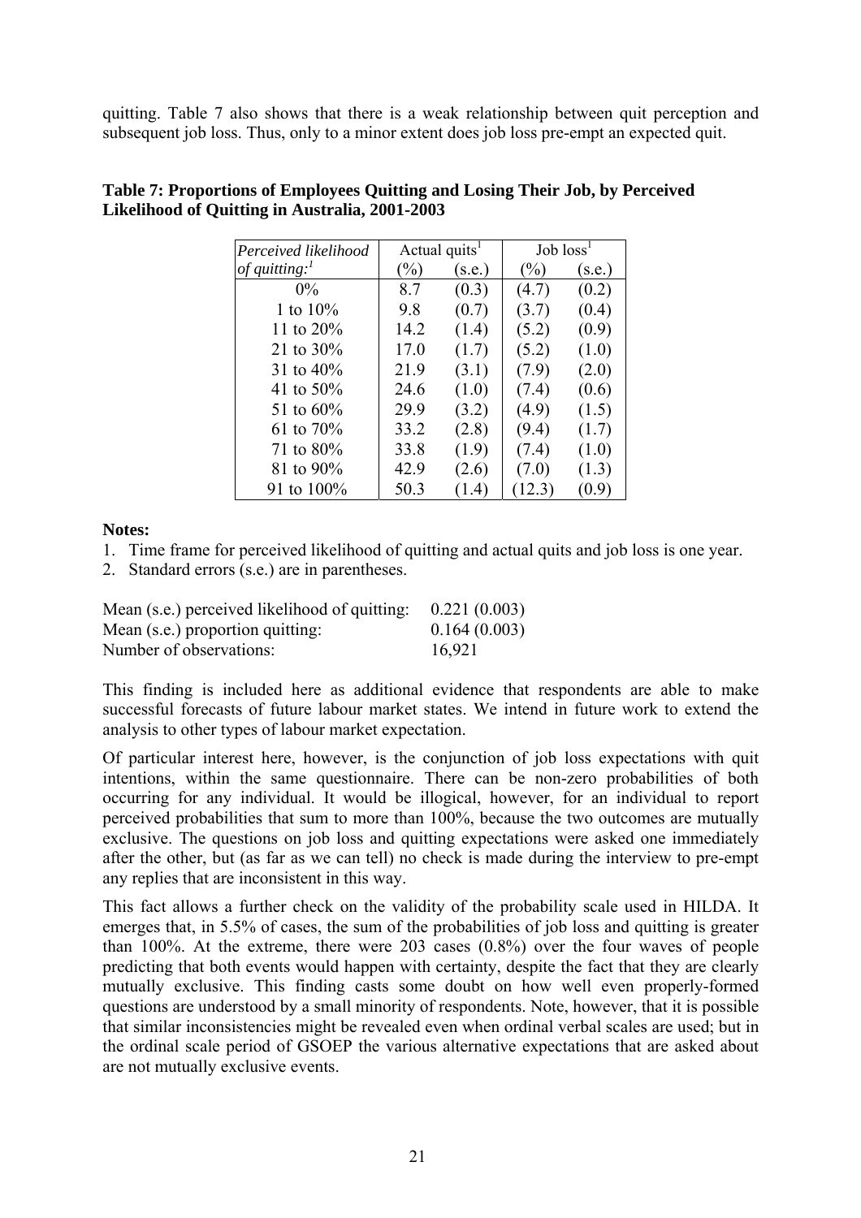quitting. Table 7 also shows that there is a weak relationship between quit perception and subsequent job loss. Thus, only to a minor extent does job loss pre-empt an expected quit.

**Table 7: Proportions of Employees Quitting and Losing Their Job, by Perceived Likelihood of Quitting in Australia, 2001-2003**

| *Perceived likelihood of quitting:*[1] | Actual quits[1] (%) | (s.e.) | Job loss[1] (%) | (s.e.) |
|---|---|---|---|---|
| 0% | 8.7 | (0.3) | (4.7) | (0.2) |
| 1 to 10% | 9.8 | (0.7) | (3.7) | (0.4) |
| 11 to 20% | 14.2 | (1.4) | (5.2) | (0.9) |
| 21 to 30% | 17.0 | (1.7) | (5.2) | (1.0) |
| 31 to 40% | 21.9 | (3.1) | (7.9) | (2.0) |
| 41 to 50% | 24.6 | (1.0) | (7.4) | (0.6) |
| 51 to 60% | 29.9 | (3.2) | (4.9) | (1.5) |
| 61 to 70% | 33.2 | (2.8) | (9.4) | (1.7) |
| 71 to 80% | 33.8 | (1.9) | (7.4) | (1.0) |
| 81 to 90% | 42.9 | (2.6) | (7.0) | (1.3) |
| 91 to 100% | 50.3 | (1.4) | (12.3) | (0.9) |

**Notes:**

1. Time frame for perceived likelihood of quitting and actual quits and job loss is one year.
2. Standard errors (s.e.) are in parentheses.

| | |
|---|---|
| Mean (s.e.) perceived likelihood of quitting: | 0.221 (0.003) |
| Mean (s.e.) proportion quitting: | 0.164 (0.003) |
| Number of observations: | 16,921 |

This finding is included here as additional evidence that respondents are able to make successful forecasts of future labour market states. We intend in future work to extend the analysis to other types of labour market expectation.

Of particular interest here, however, is the conjunction of job loss expectations with quit intentions, within the same questionnaire. There can be non-zero probabilities of both occurring for any individual. It would be illogical, however, for an individual to report perceived probabilities that sum to more than 100%, because the two outcomes are mutually exclusive. The questions on job loss and quitting expectations were asked one immediately after the other, but (as far as we can tell) no check is made during the interview to pre-empt any replies that are inconsistent in this way.

This fact allows a further check on the validity of the probability scale used in HILDA. It emerges that, in 5.5% of cases, the sum of the probabilities of job loss and quitting is greater than 100%. At the extreme, there were 203 cases (0.8%) over the four waves of people predicting that both events would happen with certainty, despite the fact that they are clearly mutually exclusive. This finding casts some doubt on how well even properly-formed questions are understood by a small minority of respondents. Note, however, that it is possible that similar inconsistencies might be revealed even when ordinal verbal scales are used; but in the ordinal scale period of GSOEP the various alternative expectations that are asked about are not mutually exclusive events.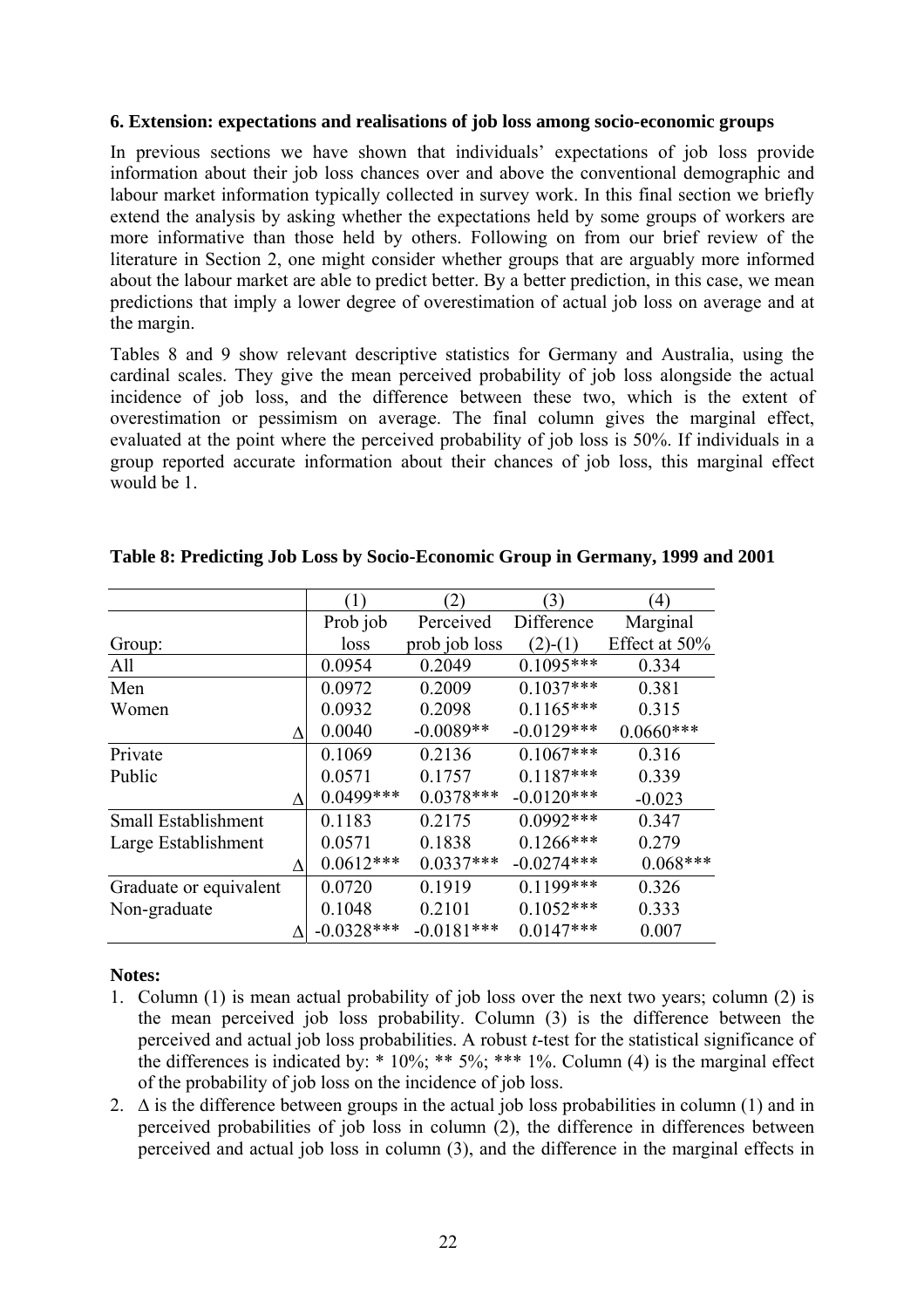### 6. Extension: expectations and realisations of job loss among socio-economic groups

In previous sections we have shown that individuals' expectations of job loss provide information about their job loss chances over and above the conventional demographic and labour market information typically collected in survey work. In this final section we briefly extend the analysis by asking whether the expectations held by some groups of workers are more informative than those held by others. Following on from our brief review of the literature in Section 2, one might consider whether groups that are arguably more informed about the labour market are able to predict better. By a better prediction, in this case, we mean predictions that imply a lower degree of overestimation of actual job loss on average and at the margin.

Tables 8 and 9 show relevant descriptive statistics for Germany and Australia, using the cardinal scales. They give the mean perceived probability of job loss alongside the actual incidence of job loss, and the difference between these two, which is the extent of overestimation or pessimism on average. The final column gives the marginal effect, evaluated at the point where the perceived probability of job loss is 50%. If individuals in a group reported accurate information about their chances of job loss, this marginal effect would be 1.

**Table 8: Predicting Job Loss by Socio-Economic Group in Germany, 1999 and 2001**

| | (1) | (2) | (3) | (4) |
|---|---|---|---|---|
| Group: | Prob job loss | Perceived prob job loss | Difference (2)-(1) | Marginal Effect at 50% |
| All | 0.0954 | 0.2049 | 0.1095*** | 0.334 |
| Men | 0.0972 | 0.2009 | 0.1037*** | 0.381 |
| Women | 0.0932 | 0.2098 | 0.1165*** | 0.315 |
| Δ | 0.0040 | -0.0089** | -0.0129*** | 0.0660*** |
| Private | 0.1069 | 0.2136 | 0.1067*** | 0.316 |
| Public | 0.0571 | 0.1757 | 0.1187*** | 0.339 |
| Δ | 0.0499*** | 0.0378*** | -0.0120*** | -0.023 |
| Small Establishment | 0.1183 | 0.2175 | 0.0992*** | 0.347 |
| Large Establishment | 0.0571 | 0.1838 | 0.1266*** | 0.279 |
| Δ | 0.0612*** | 0.0337*** | -0.0274*** | 0.068*** |
| Graduate or equivalent | 0.0720 | 0.1919 | 0.1199*** | 0.326 |
| Non-graduate | 0.1048 | 0.2101 | 0.1052*** | 0.333 |
| Δ | -0.0328*** | -0.0181*** | 0.0147*** | 0.007 |

**Notes:**

1. Column (1) is mean actual probability of job loss over the next two years; column (2) is the mean perceived job loss probability. Column (3) is the difference between the perceived and actual job loss probabilities. A robust *t*-test for the statistical significance of the differences is indicated by: * 10%; ** 5%; *** 1%. Column (4) is the marginal effect of the probability of job loss on the incidence of job loss.
2. Δ is the difference between groups in the actual job loss probabilities in column (1) and in perceived probabilities of job loss in column (2), the difference in differences between perceived and actual job loss in column (3), and the difference in the marginal effects in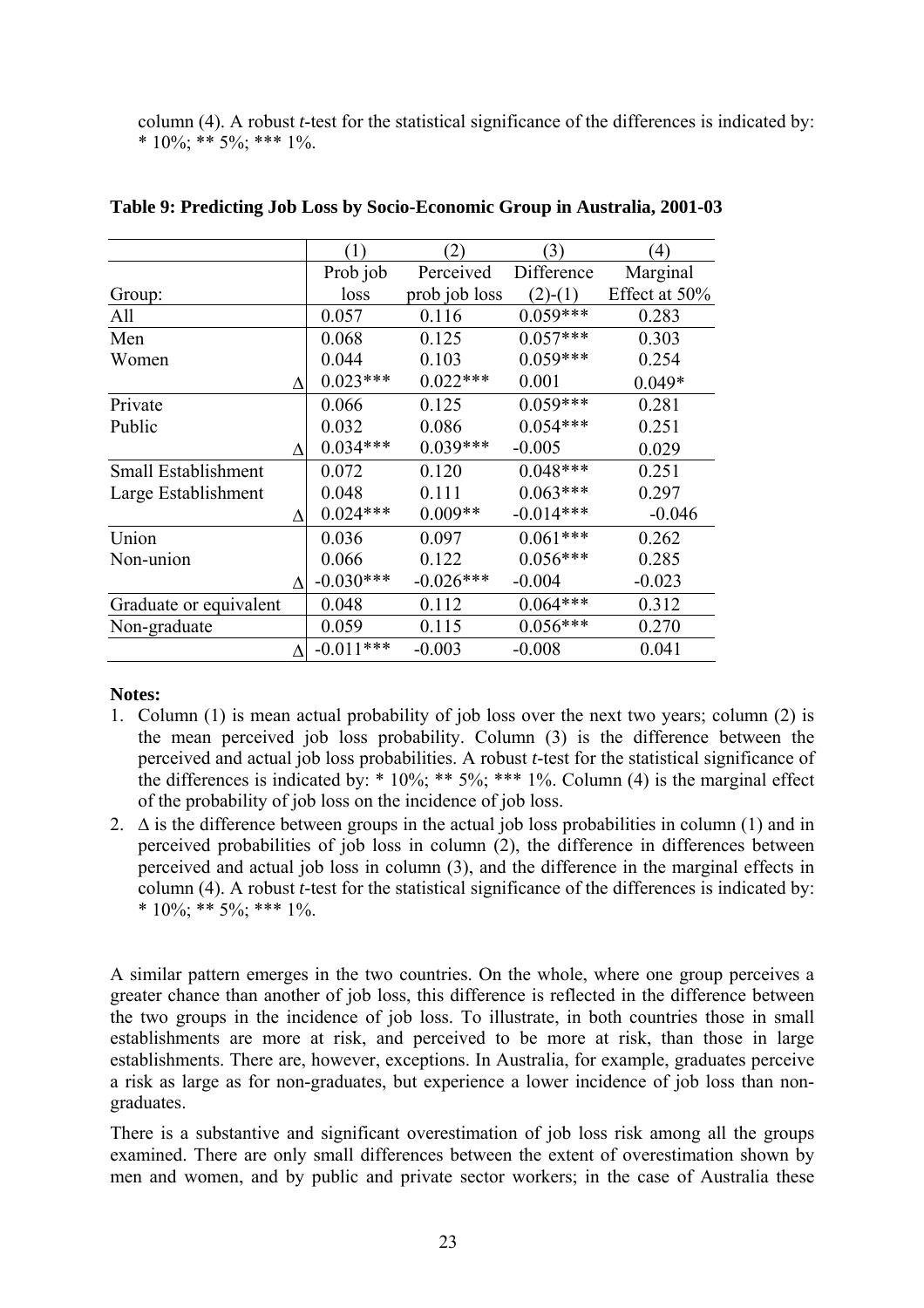column (4). A robust *t*-test for the statistical significance of the differences is indicated by: * 10%; ** 5%; *** 1%.

**Table 9: Predicting Job Loss by Socio-Economic Group in Australia, 2001-03**

| | (1) | (2) | (3) | (4) |
|---|---|---|---|---|
| Group: | Prob job loss | Perceived prob job loss | Difference (2)-(1) | Marginal Effect at 50% |
| All | 0.057 | 0.116 | 0.059*** | 0.283 |
| Men | 0.068 | 0.125 | 0.057*** | 0.303 |
| Women | 0.044 | 0.103 | 0.059*** | 0.254 |
| Δ | 0.023*** | 0.022*** | 0.001 | 0.049* |
| Private | 0.066 | 0.125 | 0.059*** | 0.281 |
| Public | 0.032 | 0.086 | 0.054*** | 0.251 |
| Δ | 0.034*** | 0.039*** | -0.005 | 0.029 |
| Small Establishment | 0.072 | 0.120 | 0.048*** | 0.251 |
| Large Establishment | 0.048 | 0.111 | 0.063*** | 0.297 |
| Δ | 0.024*** | 0.009** | -0.014*** | -0.046 |
| Union | 0.036 | 0.097 | 0.061*** | 0.262 |
| Non-union | 0.066 | 0.122 | 0.056*** | 0.285 |
| Δ | -0.030*** | -0.026*** | -0.004 | -0.023 |
| Graduate or equivalent | 0.048 | 0.112 | 0.064*** | 0.312 |
| Non-graduate | 0.059 | 0.115 | 0.056*** | 0.270 |
| Δ | -0.011*** | -0.003 | -0.008 | 0.041 |

**Notes:**

1. Column (1) is mean actual probability of job loss over the next two years; column (2) is the mean perceived job loss probability. Column (3) is the difference between the perceived and actual job loss probabilities. A robust *t*-test for the statistical significance of the differences is indicated by: * 10%; ** 5%; *** 1%. Column (4) is the marginal effect of the probability of job loss on the incidence of job loss.
2. Δ is the difference between groups in the actual job loss probabilities in column (1) and in perceived probabilities of job loss in column (2), the difference in differences between perceived and actual job loss in column (3), and the difference in the marginal effects in column (4). A robust *t*-test for the statistical significance of the differences is indicated by: * 10%; ** 5%; *** 1%.

A similar pattern emerges in the two countries. On the whole, where one group perceives a greater chance than another of job loss, this difference is reflected in the difference between the two groups in the incidence of job loss. To illustrate, in both countries those in small establishments are more at risk, and perceived to be more at risk, than those in large establishments. There are, however, exceptions. In Australia, for example, graduates perceive a risk as large as for non-graduates, but experience a lower incidence of job loss than non-graduates.

There is a substantive and significant overestimation of job loss risk among all the groups examined. There are only small differences between the extent of overestimation shown by men and women, and by public and private sector workers; in the case of Australia these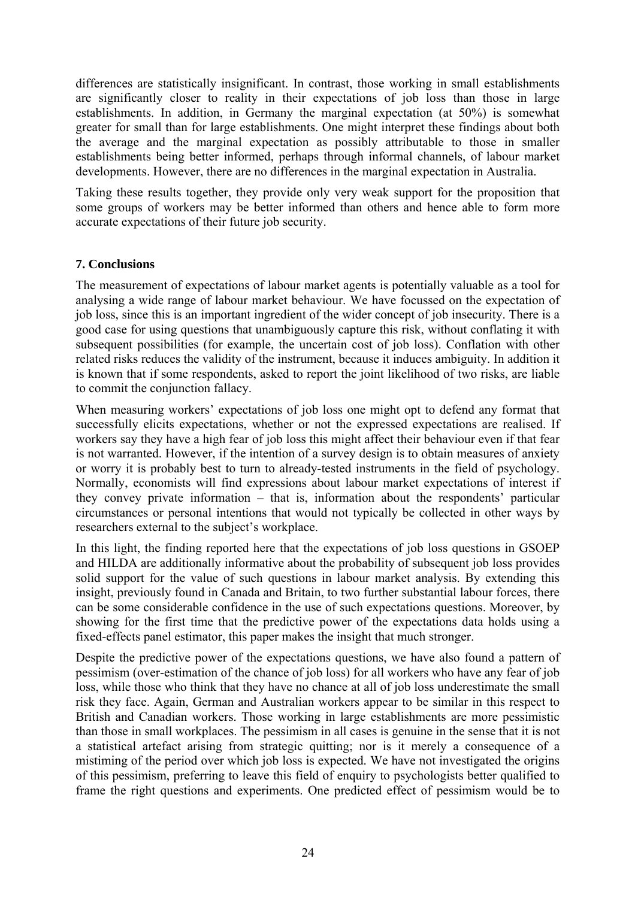differences are statistically insignificant. In contrast, those working in small establishments are significantly closer to reality in their expectations of job loss than those in large establishments. In addition, in Germany the marginal expectation (at 50%) is somewhat greater for small than for large establishments. One might interpret these findings about both the average and the marginal expectation as possibly attributable to those in smaller establishments being better informed, perhaps through informal channels, of labour market developments. However, there are no differences in the marginal expectation in Australia.

Taking these results together, they provide only very weak support for the proposition that some groups of workers may be better informed than others and hence able to form more accurate expectations of their future job security.

## 7. Conclusions

The measurement of expectations of labour market agents is potentially valuable as a tool for analysing a wide range of labour market behaviour. We have focussed on the expectation of job loss, since this is an important ingredient of the wider concept of job insecurity. There is a good case for using questions that unambiguously capture this risk, without conflating it with subsequent possibilities (for example, the uncertain cost of job loss). Conflation with other related risks reduces the validity of the instrument, because it induces ambiguity. In addition it is known that if some respondents, asked to report the joint likelihood of two risks, are liable to commit the conjunction fallacy.

When measuring workers' expectations of job loss one might opt to defend any format that successfully elicits expectations, whether or not the expressed expectations are realised. If workers say they have a high fear of job loss this might affect their behaviour even if that fear is not warranted. However, if the intention of a survey design is to obtain measures of anxiety or worry it is probably best to turn to already-tested instruments in the field of psychology. Normally, economists will find expressions about labour market expectations of interest if they convey private information – that is, information about the respondents' particular circumstances or personal intentions that would not typically be collected in other ways by researchers external to the subject's workplace.

In this light, the finding reported here that the expectations of job loss questions in GSOEP and HILDA are additionally informative about the probability of subsequent job loss provides solid support for the value of such questions in labour market analysis. By extending this insight, previously found in Canada and Britain, to two further substantial labour forces, there can be some considerable confidence in the use of such expectations questions. Moreover, by showing for the first time that the predictive power of the expectations data holds using a fixed-effects panel estimator, this paper makes the insight that much stronger.

Despite the predictive power of the expectations questions, we have also found a pattern of pessimism (over-estimation of the chance of job loss) for all workers who have any fear of job loss, while those who think that they have no chance at all of job loss underestimate the small risk they face. Again, German and Australian workers appear to be similar in this respect to British and Canadian workers. Those working in large establishments are more pessimistic than those in small workplaces. The pessimism in all cases is genuine in the sense that it is not a statistical artefact arising from strategic quitting; nor is it merely a consequence of a mistiming of the period over which job loss is expected. We have not investigated the origins of this pessimism, preferring to leave this field of enquiry to psychologists better qualified to frame the right questions and experiments. One predicted effect of pessimism would be to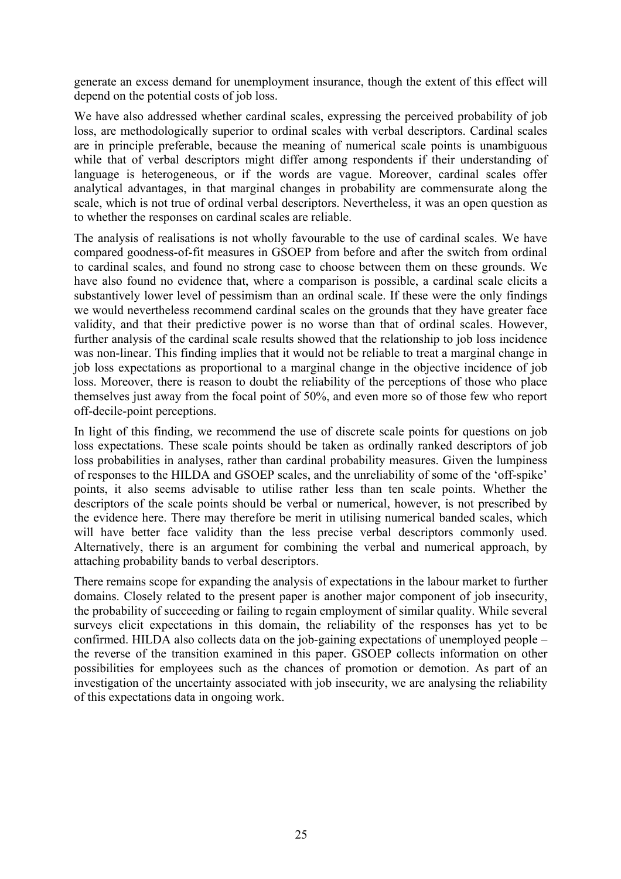generate an excess demand for unemployment insurance, though the extent of this effect will depend on the potential costs of job loss.

We have also addressed whether cardinal scales, expressing the perceived probability of job loss, are methodologically superior to ordinal scales with verbal descriptors. Cardinal scales are in principle preferable, because the meaning of numerical scale points is unambiguous while that of verbal descriptors might differ among respondents if their understanding of language is heterogeneous, or if the words are vague. Moreover, cardinal scales offer analytical advantages, in that marginal changes in probability are commensurate along the scale, which is not true of ordinal verbal descriptors. Nevertheless, it was an open question as to whether the responses on cardinal scales are reliable.

The analysis of realisations is not wholly favourable to the use of cardinal scales. We have compared goodness-of-fit measures in GSOEP from before and after the switch from ordinal to cardinal scales, and found no strong case to choose between them on these grounds. We have also found no evidence that, where a comparison is possible, a cardinal scale elicits a substantively lower level of pessimism than an ordinal scale. If these were the only findings we would nevertheless recommend cardinal scales on the grounds that they have greater face validity, and that their predictive power is no worse than that of ordinal scales. However, further analysis of the cardinal scale results showed that the relationship to job loss incidence was non-linear. This finding implies that it would not be reliable to treat a marginal change in job loss expectations as proportional to a marginal change in the objective incidence of job loss. Moreover, there is reason to doubt the reliability of the perceptions of those who place themselves just away from the focal point of 50%, and even more so of those few who report off-decile-point perceptions.

In light of this finding, we recommend the use of discrete scale points for questions on job loss expectations. These scale points should be taken as ordinally ranked descriptors of job loss probabilities in analyses, rather than cardinal probability measures. Given the lumpiness of responses to the HILDA and GSOEP scales, and the unreliability of some of the 'off-spike' points, it also seems advisable to utilise rather less than ten scale points. Whether the descriptors of the scale points should be verbal or numerical, however, is not prescribed by the evidence here. There may therefore be merit in utilising numerical banded scales, which will have better face validity than the less precise verbal descriptors commonly used. Alternatively, there is an argument for combining the verbal and numerical approach, by attaching probability bands to verbal descriptors.

There remains scope for expanding the analysis of expectations in the labour market to further domains. Closely related to the present paper is another major component of job insecurity, the probability of succeeding or failing to regain employment of similar quality. While several surveys elicit expectations in this domain, the reliability of the responses has yet to be confirmed. HILDA also collects data on the job-gaining expectations of unemployed people – the reverse of the transition examined in this paper. GSOEP collects information on other possibilities for employees such as the chances of promotion or demotion. As part of an investigation of the uncertainty associated with job insecurity, we are analysing the reliability of this expectations data in ongoing work.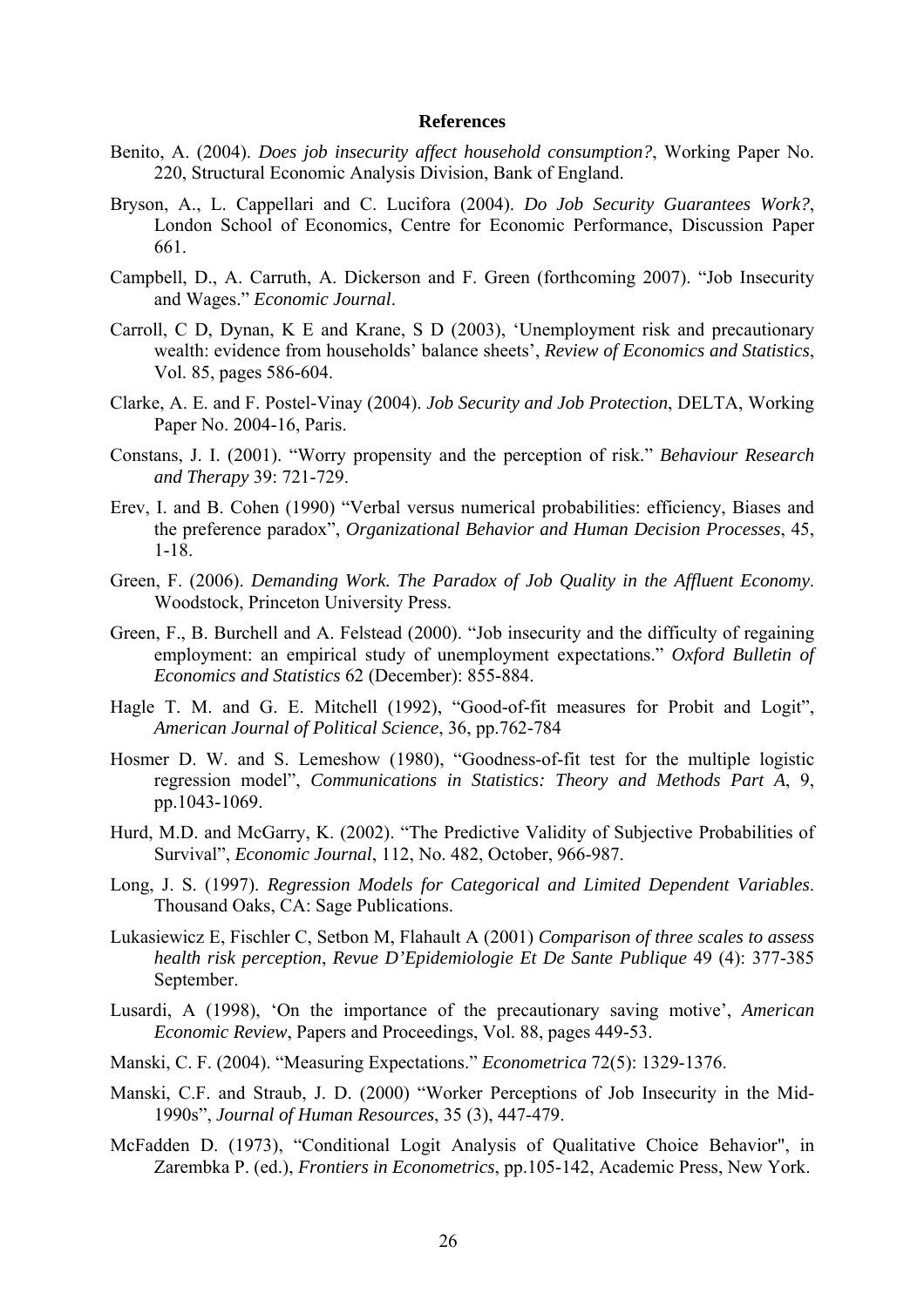## References

Benito, A. (2004). *Does job insecurity affect household consumption?*, Working Paper No. 220, Structural Economic Analysis Division, Bank of England.

Bryson, A., L. Cappellari and C. Lucifora (2004). *Do Job Security Guarantees Work?*, London School of Economics, Centre for Economic Performance, Discussion Paper 661.

Campbell, D., A. Carruth, A. Dickerson and F. Green (forthcoming 2007). "Job Insecurity and Wages." *Economic Journal*.

Carroll, C D, Dynan, K E and Krane, S D (2003), 'Unemployment risk and precautionary wealth: evidence from households' balance sheets', *Review of Economics and Statistics*, Vol. 85, pages 586-604.

Clarke, A. E. and F. Postel-Vinay (2004). *Job Security and Job Protection*, DELTA, Working Paper No. 2004-16, Paris.

Constans, J. I. (2001). "Worry propensity and the perception of risk." *Behaviour Research and Therapy* 39: 721-729.

Erev, I. and B. Cohen (1990) "Verbal versus numerical probabilities: efficiency, Biases and the preference paradox", *Organizational Behavior and Human Decision Processes*, 45, 1-18.

Green, F. (2006). *Demanding Work. The Paradox of Job Quality in the Affluent Economy*. Woodstock, Princeton University Press.

Green, F., B. Burchell and A. Felstead (2000). "Job insecurity and the difficulty of regaining employment: an empirical study of unemployment expectations." *Oxford Bulletin of Economics and Statistics* 62 (December): 855-884.

Hagle T. M. and G. E. Mitchell (1992), "Good-of-fit measures for Probit and Logit", *American Journal of Political Science*, 36, pp.762-784

Hosmer D. W. and S. Lemeshow (1980), "Goodness-of-fit test for the multiple logistic regression model", *Communications in Statistics: Theory and Methods Part A*, 9, pp.1043-1069.

Hurd, M.D. and McGarry, K. (2002). "The Predictive Validity of Subjective Probabilities of Survival", *Economic Journal*, 112, No. 482, October, 966-987.

Long, J. S. (1997). *Regression Models for Categorical and Limited Dependent Variables*. Thousand Oaks, CA: Sage Publications.

Lukasiewicz E, Fischler C, Setbon M, Flahault A (2001) *Comparison of three scales to assess health risk perception*, *Revue D'Epidemiologie Et De Sante Publique* 49 (4): 377-385 September.

Lusardi, A (1998), 'On the importance of the precautionary saving motive', *American Economic Review*, Papers and Proceedings, Vol. 88, pages 449-53.

Manski, C. F. (2004). "Measuring Expectations." *Econometrica* 72(5): 1329-1376.

Manski, C.F. and Straub, J. D. (2000) "Worker Perceptions of Job Insecurity in the Mid-1990s", *Journal of Human Resources*, 35 (3), 447-479.

McFadden D. (1973), "Conditional Logit Analysis of Qualitative Choice Behavior", in Zarembka P. (ed.), *Frontiers in Econometrics*, pp.105-142, Academic Press, New York.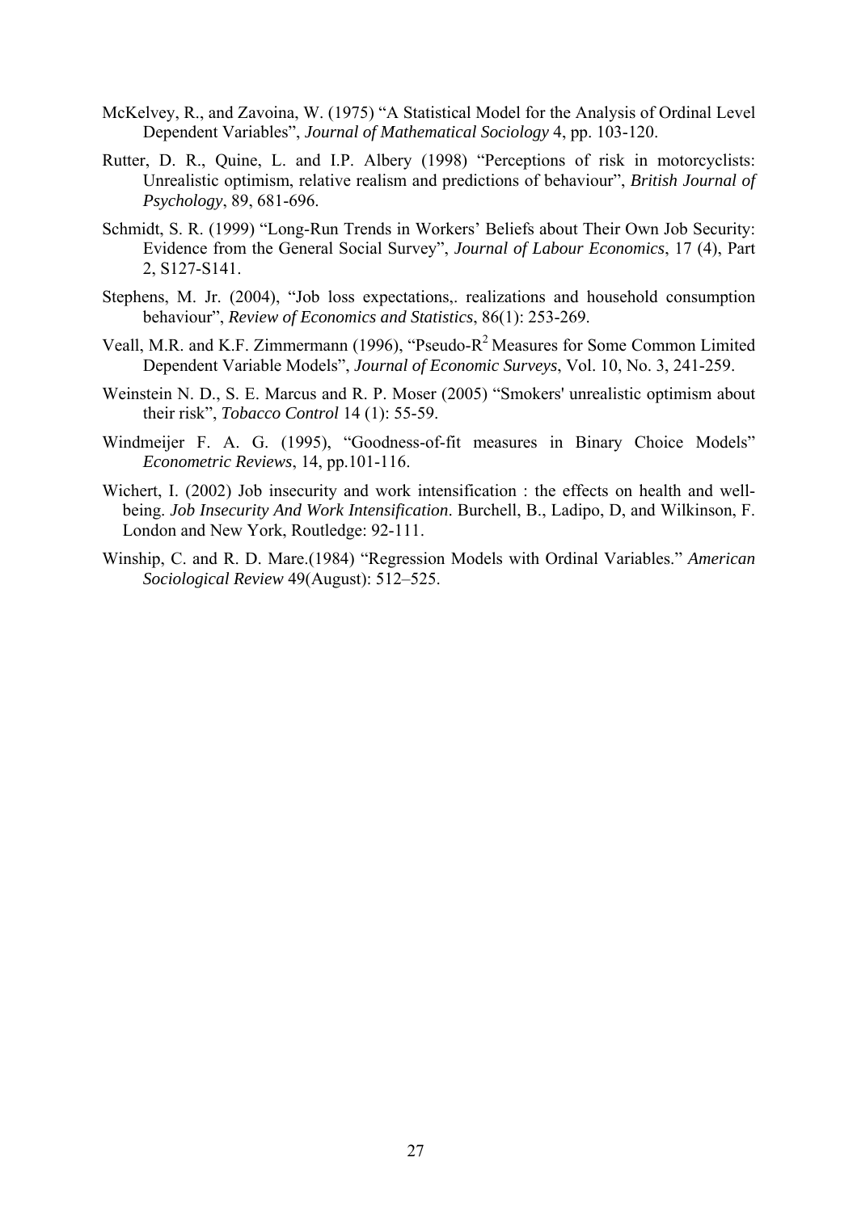McKelvey, R., and Zavoina, W. (1975) "A Statistical Model for the Analysis of Ordinal Level Dependent Variables", *Journal of Mathematical Sociology* 4, pp. 103-120.

Rutter, D. R., Quine, L. and I.P. Albery (1998) "Perceptions of risk in motorcyclists: Unrealistic optimism, relative realism and predictions of behaviour", *British Journal of Psychology*, 89, 681-696.

Schmidt, S. R. (1999) "Long-Run Trends in Workers' Beliefs about Their Own Job Security: Evidence from the General Social Survey", *Journal of Labour Economics*, 17 (4), Part 2, S127-S141.

Stephens, M. Jr. (2004), "Job loss expectations,. realizations and household consumption behaviour", *Review of Economics and Statistics*, 86(1): 253-269.

Veall, M.R. and K.F. Zimmermann (1996), "Pseudo-$R^2$ Measures for Some Common Limited Dependent Variable Models", *Journal of Economic Surveys*, Vol. 10, No. 3, 241-259.

Weinstein N. D., S. E. Marcus and R. P. Moser (2005) "Smokers' unrealistic optimism about their risk", *Tobacco Control* 14 (1): 55-59.

Windmeijer F. A. G. (1995), "Goodness-of-fit measures in Binary Choice Models" *Econometric Reviews*, 14, pp.101-116.

Wichert, I. (2002) Job insecurity and work intensification : the effects on health and well-being. *Job Insecurity And Work Intensification*. Burchell, B., Ladipo, D, and Wilkinson, F. London and New York, Routledge: 92-111.

Winship, C. and R. D. Mare.(1984) "Regression Models with Ordinal Variables." *American Sociological Review* 49(August): 512–525.